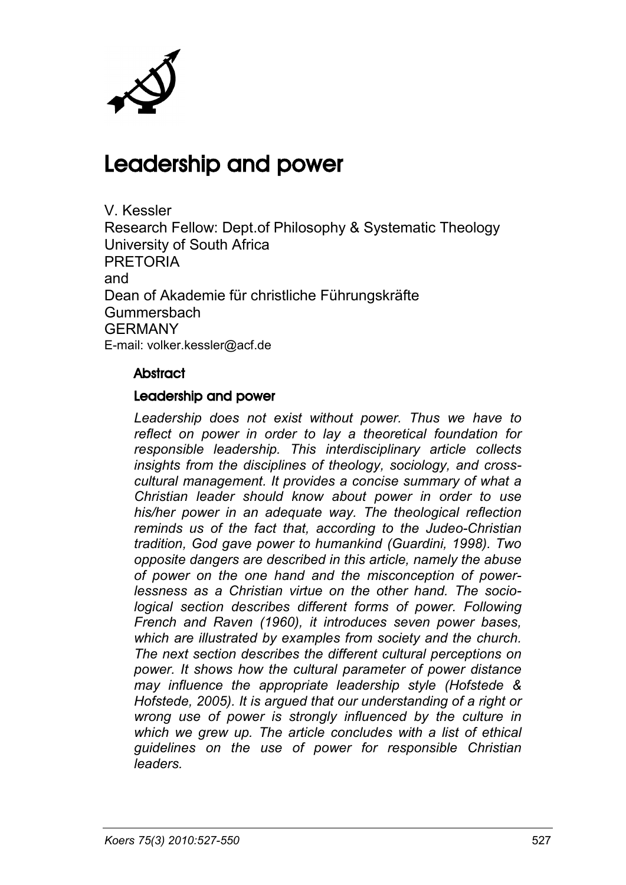# Leadership and power

V. Kessler
Research Fellow: Dept.of Philosophy & Systematic Theology
University of South Africa
PRETORIA
and
Dean of Akademie für christliche Führungskräfte
Gummersbach
GERMANY
E-mail: volker.kessler@acf.de

## Abstract

### Leadership and power

*Leadership does not exist without power. Thus we have to reflect on power in order to lay a theoretical foundation for responsible leadership. This interdisciplinary article collects insights from the disciplines of theology, sociology, and cross-cultural management. It provides a concise summary of what a Christian leader should know about power in order to use his/her power in an adequate way. The theological reflection reminds us of the fact that, according to the Judeo-Christian tradition, God gave power to humankind (Guardini, 1998). Two opposite dangers are described in this article, namely the abuse of power on the one hand and the misconception of powerlessness as a Christian virtue on the other hand. The sociological section describes different forms of power. Following French and Raven (1960), it introduces seven power bases, which are illustrated by examples from society and the church. The next section describes the different cultural perceptions on power. It shows how the cultural parameter of power distance may influence the appropriate leadership style (Hofstede & Hofstede, 2005). It is argued that our understanding of a right or wrong use of power is strongly influenced by the culture in which we grew up. The article concludes with a list of ethical guidelines on the use of power for responsible Christian leaders.*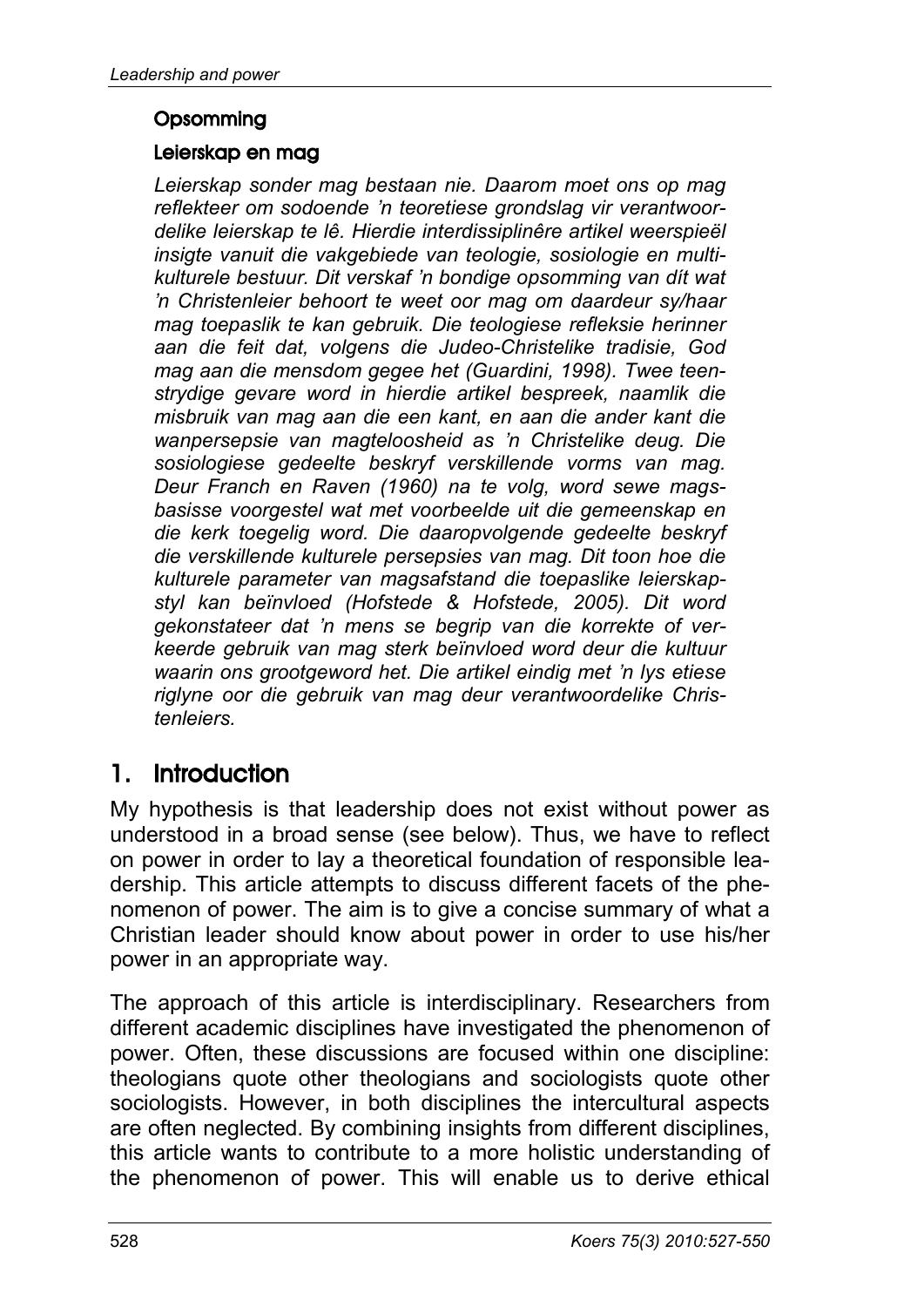### Opsomming

#### Leierskap en mag

*Leierskap sonder mag bestaan nie. Daarom moet ons op mag reflekteer om sodoende 'n teoretiese grondslag vir verantwoordelike leierskap te lê. Hierdie interdissiplinêre artikel weerspieël insigte vanuit die vakgebiede van teologie, sosiologie en multikulturele bestuur. Dit verskaf 'n bondige opsomming van dít wat 'n Christenleier behoort te weet oor mag om daardeur sy/haar mag toepaslik te kan gebruik. Die teologiese refleksie herinner aan die feit dat, volgens die Judeo-Christelike tradisie, God mag aan die mensdom gegee het (Guardini, 1998). Twee teenstrydige gevare word in hierdie artikel bespreek, naamlik die misbruik van mag aan die een kant, en aan die ander kant die wanpersepsie van magteloosheid as 'n Christelike deug. Die sosiologiese gedeelte beskryf verskillende vorms van mag. Deur Franch en Raven (1960) na te volg, word sewe magsbasisse voorgestel wat met voorbeelde uit die gemeenskap en die kerk toegelig word. Die daaropvolgende gedeelte beskryf die verskillende kulturele persepsies van mag. Dit toon hoe die kulturele parameter van magsafstand die toepaslike leierskapstyl kan beïnvloed (Hofstede & Hofstede, 2005). Dit word gekonstateer dat 'n mens se begrip van die korrekte of verkeerde gebruik van mag sterk beïnvloed word deur die kultuur waarin ons grootgeword het. Die artikel eindig met 'n lys etiese riglyne oor die gebruik van mag deur verantwoordelike Christenleiers.*

## 1. Introduction

My hypothesis is that leadership does not exist without power as understood in a broad sense (see below). Thus, we have to reflect on power in order to lay a theoretical foundation of responsible leadership. This article attempts to discuss different facets of the phenomenon of power. The aim is to give a concise summary of what a Christian leader should know about power in order to use his/her power in an appropriate way.

The approach of this article is interdisciplinary. Researchers from different academic disciplines have investigated the phenomenon of power. Often, these discussions are focused within one discipline: theologians quote other theologians and sociologists quote other sociologists. However, in both disciplines the intercultural aspects are often neglected. By combining insights from different disciplines, this article wants to contribute to a more holistic understanding of the phenomenon of power. This will enable us to derive ethical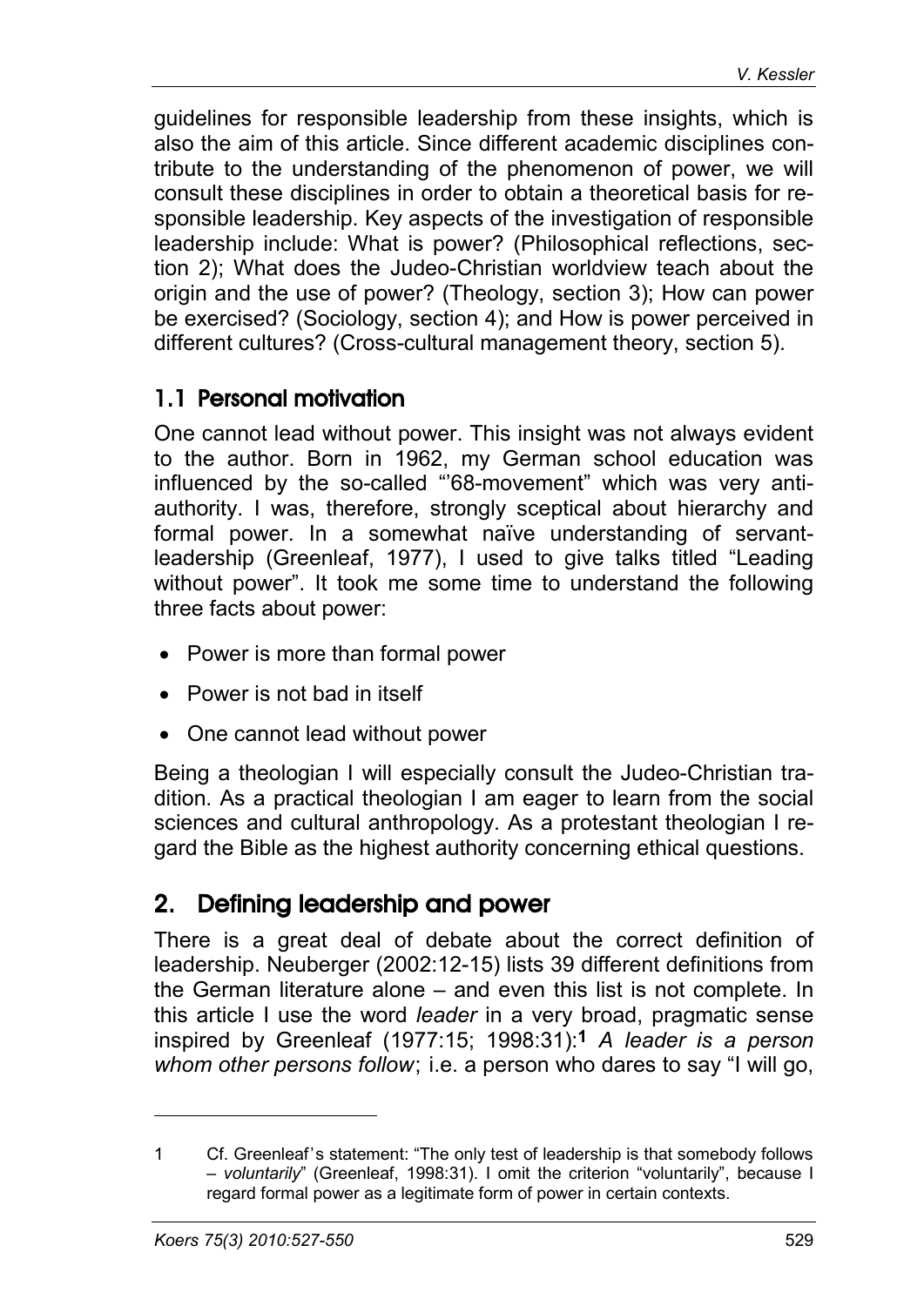guidelines for responsible leadership from these insights, which is also the aim of this article. Since different academic disciplines contribute to the understanding of the phenomenon of power, we will consult these disciplines in order to obtain a theoretical basis for responsible leadership. Key aspects of the investigation of responsible leadership include: What is power? (Philosophical reflections, section 2); What does the Judeo-Christian worldview teach about the origin and the use of power? (Theology, section 3); How can power be exercised? (Sociology, section 4); and How is power perceived in different cultures? (Cross-cultural management theory, section 5).

### 1.1 Personal motivation

One cannot lead without power. This insight was not always evident to the author. Born in 1962, my German school education was influenced by the so-called "'68-movement" which was very anti-authority. I was, therefore, strongly sceptical about hierarchy and formal power. In a somewhat naïve understanding of servant-leadership (Greenleaf, 1977), I used to give talks titled "Leading without power". It took me some time to understand the following three facts about power:

- Power is more than formal power
- Power is not bad in itself
- One cannot lead without power

Being a theologian I will especially consult the Judeo-Christian tradition. As a practical theologian I am eager to learn from the social sciences and cultural anthropology. As a protestant theologian I regard the Bible as the highest authority concerning ethical questions.

## 2. Defining leadership and power

There is a great deal of debate about the correct definition of leadership. Neuberger (2002:12-15) lists 39 different definitions from the German literature alone – and even this list is not complete. In this article I use the word *leader* in a very broad, pragmatic sense inspired by Greenleaf (1977:15; 1998:31):[1] *A leader is a person whom other persons follow*; i.e. a person who dares to say "I will go,

---

1 Cf. Greenleaf's statement: "The only test of leadership is that somebody follows – *voluntarily*" (Greenleaf, 1998:31). I omit the criterion "voluntarily", because I regard formal power as a legitimate form of power in certain contexts.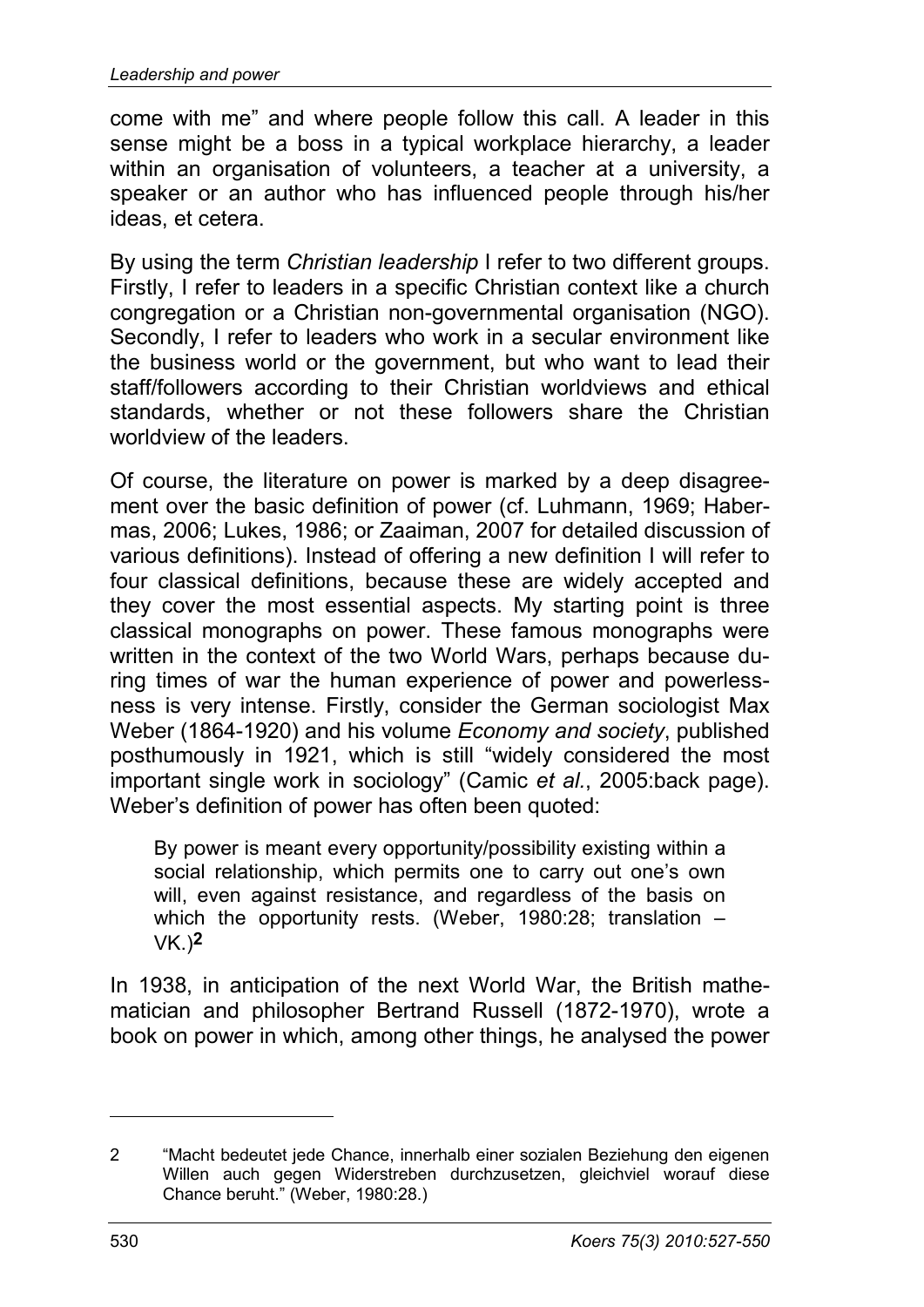come with me" and where people follow this call. A leader in this sense might be a boss in a typical workplace hierarchy, a leader within an organisation of volunteers, a teacher at a university, a speaker or an author who has influenced people through his/her ideas, et cetera.

By using the term *Christian leadership* I refer to two different groups. Firstly, I refer to leaders in a specific Christian context like a church congregation or a Christian non-governmental organisation (NGO). Secondly, I refer to leaders who work in a secular environment like the business world or the government, but who want to lead their staff/followers according to their Christian worldviews and ethical standards, whether or not these followers share the Christian worldview of the leaders.

Of course, the literature on power is marked by a deep disagreement over the basic definition of power (cf. Luhmann, 1969; Habermas, 2006; Lukes, 1986; or Zaaiman, 2007 for detailed discussion of various definitions). Instead of offering a new definition I will refer to four classical definitions, because these are widely accepted and they cover the most essential aspects. My starting point is three classical monographs on power. These famous monographs were written in the context of the two World Wars, perhaps because during times of war the human experience of power and powerlessness is very intense. Firstly, consider the German sociologist Max Weber (1864-1920) and his volume *Economy and society*, published posthumously in 1921, which is still "widely considered the most important single work in sociology" (Camic *et al.*, 2005:back page). Weber's definition of power has often been quoted:

> By power is meant every opportunity/possibility existing within a social relationship, which permits one to carry out one's own will, even against resistance, and regardless of the basis on which the opportunity rests. (Weber, 1980:28; translation – VK.)[2]

In 1938, in anticipation of the next World War, the British mathematician and philosopher Bertrand Russell (1872-1970), wrote a book on power in which, among other things, he analysed the power

---

2 "Macht bedeutet jede Chance, innerhalb einer sozialen Beziehung den eigenen Willen auch gegen Widerstreben durchzusetzen, gleichviel worauf diese Chance beruht." (Weber, 1980:28.)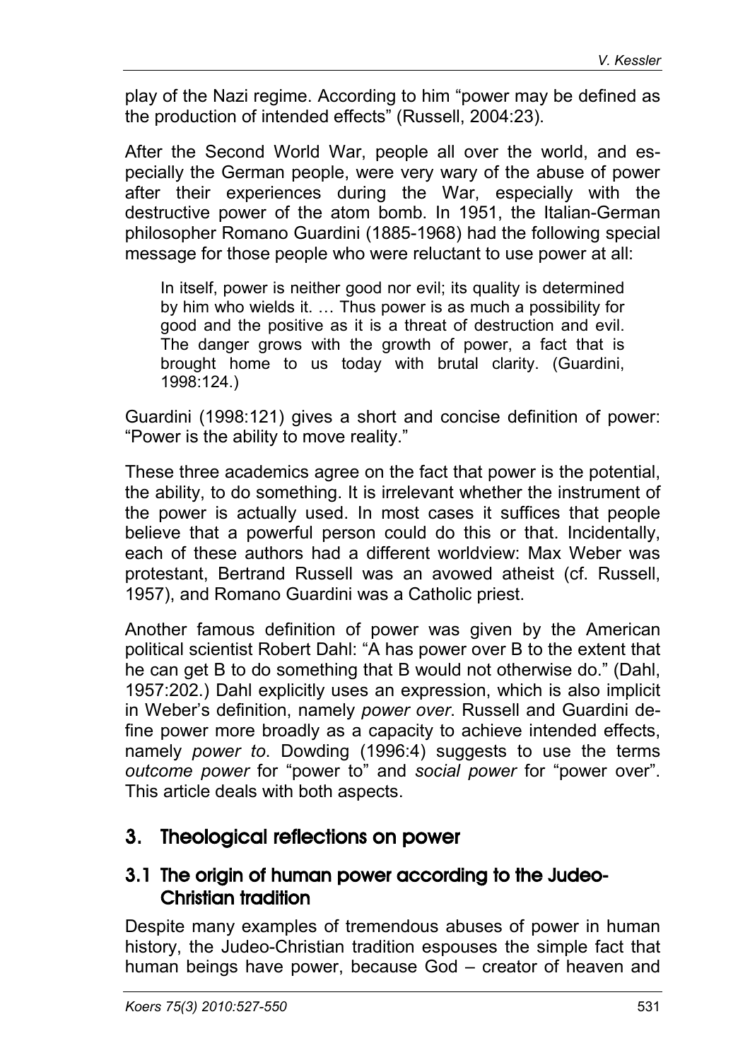play of the Nazi regime. According to him "power may be defined as the production of intended effects" (Russell, 2004:23).

After the Second World War, people all over the world, and especially the German people, were very wary of the abuse of power after their experiences during the War, especially with the destructive power of the atom bomb. In 1951, the Italian-German philosopher Romano Guardini (1885-1968) had the following special message for those people who were reluctant to use power at all:

> In itself, power is neither good nor evil; its quality is determined by him who wields it. … Thus power is as much a possibility for good and the positive as it is a threat of destruction and evil. The danger grows with the growth of power, a fact that is brought home to us today with brutal clarity. (Guardini, 1998:124.)

Guardini (1998:121) gives a short and concise definition of power: "Power is the ability to move reality."

These three academics agree on the fact that power is the potential, the ability, to do something. It is irrelevant whether the instrument of the power is actually used. In most cases it suffices that people believe that a powerful person could do this or that. Incidentally, each of these authors had a different worldview: Max Weber was protestant, Bertrand Russell was an avowed atheist (cf. Russell, 1957), and Romano Guardini was a Catholic priest.

Another famous definition of power was given by the American political scientist Robert Dahl: "A has power over B to the extent that he can get B to do something that B would not otherwise do." (Dahl, 1957:202.) Dahl explicitly uses an expression, which is also implicit in Weber's definition, namely *power over*. Russell and Guardini define power more broadly as a capacity to achieve intended effects, namely *power to*. Dowding (1996:4) suggests to use the terms *outcome power* for "power to" and *social power* for "power over". This article deals with both aspects.

## 3. Theological reflections on power

### 3.1 The origin of human power according to the Judeo-Christian tradition

Despite many examples of tremendous abuses of power in human history, the Judeo-Christian tradition espouses the simple fact that human beings have power, because God – creator of heaven and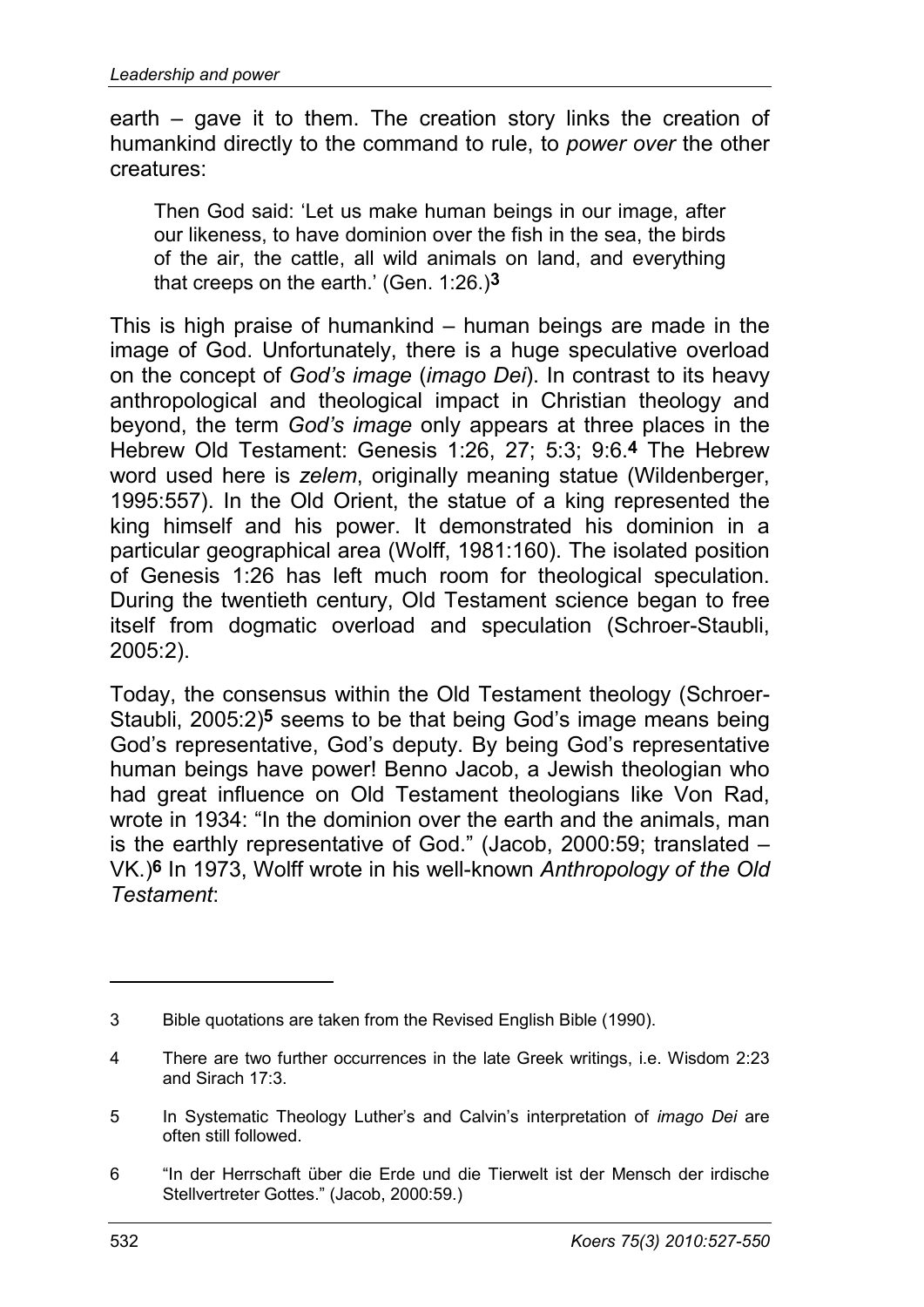earth – gave it to them. The creation story links the creation of humankind directly to the command to rule, to *power over* the other creatures:

> Then God said: 'Let us make human beings in our image, after our likeness, to have dominion over the fish in the sea, the birds of the air, the cattle, all wild animals on land, and everything that creeps on the earth.' (Gen. 1:26.)[3]

This is high praise of humankind – human beings are made in the image of God. Unfortunately, there is a huge speculative overload on the concept of *God's image* (*imago Dei*). In contrast to its heavy anthropological and theological impact in Christian theology and beyond, the term *God's image* only appears at three places in the Hebrew Old Testament: Genesis 1:26, 27; 5:3; 9:6.[4] The Hebrew word used here is *zelem*, originally meaning statue (Wildenberger, 1995:557). In the Old Orient, the statue of a king represented the king himself and his power. It demonstrated his dominion in a particular geographical area (Wolff, 1981:160). The isolated position of Genesis 1:26 has left much room for theological speculation. During the twentieth century, Old Testament science began to free itself from dogmatic overload and speculation (Schroer-Staubli, 2005:2).

Today, the consensus within the Old Testament theology (Schroer-Staubli, 2005:2)[5] seems to be that being God's image means being God's representative, God's deputy. By being God's representative human beings have power! Benno Jacob, a Jewish theologian who had great influence on Old Testament theologians like Von Rad, wrote in 1934: "In the dominion over the earth and the animals, man is the earthly representative of God." (Jacob, 2000:59; translated – VK.)[6] In 1973, Wolff wrote in his well-known *Anthropology of the Old Testament*:

---

3 Bible quotations are taken from the Revised English Bible (1990).

4 There are two further occurrences in the late Greek writings, i.e. Wisdom 2:23 and Sirach 17:3.

5 In Systematic Theology Luther's and Calvin's interpretation of *imago Dei* are often still followed.

6 "In der Herrschaft über die Erde und die Tierwelt ist der Mensch der irdische Stellvertreter Gottes." (Jacob, 2000:59.)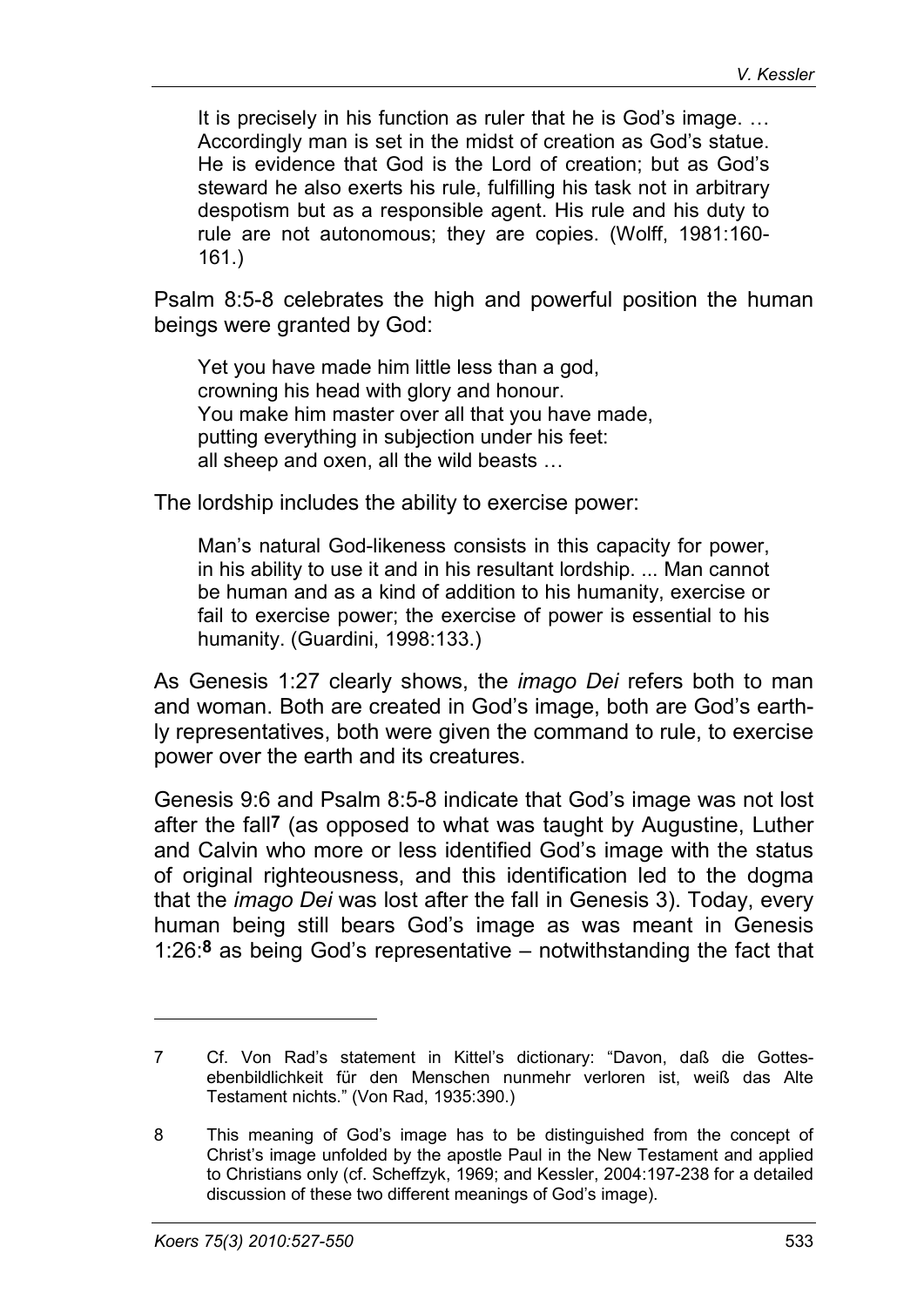> It is precisely in his function as ruler that he is God's image. … Accordingly man is set in the midst of creation as God's statue. He is evidence that God is the Lord of creation; but as God's steward he also exerts his rule, fulfilling his task not in arbitrary despotism but as a responsible agent. His rule and his duty to rule are not autonomous; they are copies. (Wolff, 1981:160-161.)

Psalm 8:5-8 celebrates the high and powerful position the human beings were granted by God:

> Yet you have made him little less than a god,
> crowning his head with glory and honour.
> You make him master over all that you have made,
> putting everything in subjection under his feet:
> all sheep and oxen, all the wild beasts …

The lordship includes the ability to exercise power:

> Man's natural God-likeness consists in this capacity for power, in his ability to use it and in his resultant lordship. ... Man cannot be human and as a kind of addition to his humanity, exercise or fail to exercise power; the exercise of power is essential to his humanity. (Guardini, 1998:133.)

As Genesis 1:27 clearly shows, the *imago Dei* refers both to man and woman. Both are created in God's image, both are God's earthly representatives, both were given the command to rule, to exercise power over the earth and its creatures.

Genesis 9:6 and Psalm 8:5-8 indicate that God's image was not lost after the fall[7] (as opposed to what was taught by Augustine, Luther and Calvin who more or less identified God's image with the status of original righteousness, and this identification led to the dogma that the *imago Dei* was lost after the fall in Genesis 3). Today, every human being still bears God's image as was meant in Genesis 1:26:[8] as being God's representative – notwithstanding the fact that

---

7 Cf. Von Rad's statement in Kittel's dictionary: "Davon, daß die Gottesebenbildlichkeit für den Menschen nunmehr verloren ist, weiß das Alte Testament nichts." (Von Rad, 1935:390.)

8 This meaning of God's image has to be distinguished from the concept of Christ's image unfolded by the apostle Paul in the New Testament and applied to Christians only (cf. Scheffzyk, 1969; and Kessler, 2004:197-238 for a detailed discussion of these two different meanings of God's image).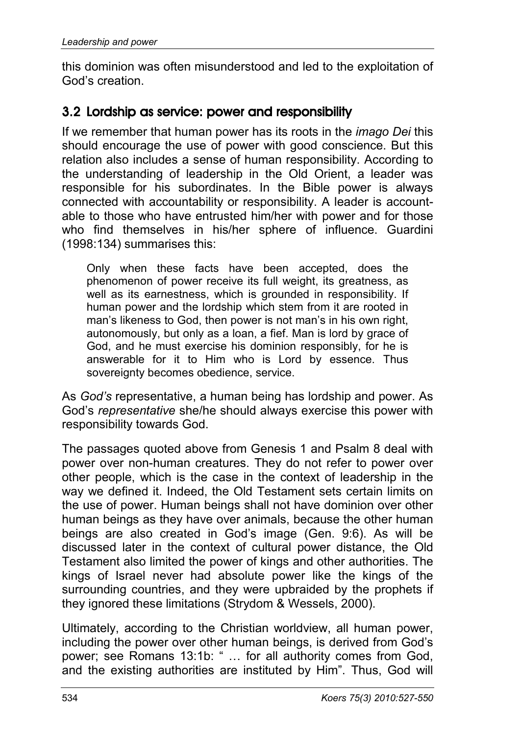this dominion was often misunderstood and led to the exploitation of God's creation.

## 3.2 Lordship as service: power and responsibility

If we remember that human power has its roots in the *imago Dei* this should encourage the use of power with good conscience. But this relation also includes a sense of human responsibility. According to the understanding of leadership in the Old Orient, a leader was responsible for his subordinates. In the Bible power is always connected with accountability or responsibility. A leader is accountable to those who have entrusted him/her with power and for those who find themselves in his/her sphere of influence. Guardini (1998:134) summarises this:

> Only when these facts have been accepted, does the phenomenon of power receive its full weight, its greatness, as well as its earnestness, which is grounded in responsibility. If human power and the lordship which stem from it are rooted in man's likeness to God, then power is not man's in his own right, autonomously, but only as a loan, a fief. Man is lord by grace of God, and he must exercise his dominion responsibly, for he is answerable for it to Him who is Lord by essence. Thus sovereignty becomes obedience, service.

As *God's* representative, a human being has lordship and power. As God's *representative* she/he should always exercise this power with responsibility towards God.

The passages quoted above from Genesis 1 and Psalm 8 deal with power over non-human creatures. They do not refer to power over other people, which is the case in the context of leadership in the way we defined it. Indeed, the Old Testament sets certain limits on the use of power. Human beings shall not have dominion over other human beings as they have over animals, because the other human beings are also created in God's image (Gen. 9:6). As will be discussed later in the context of cultural power distance, the Old Testament also limited the power of kings and other authorities. The kings of Israel never had absolute power like the kings of the surrounding countries, and they were upbraided by the prophets if they ignored these limitations (Strydom & Wessels, 2000).

Ultimately, according to the Christian worldview, all human power, including the power over other human beings, is derived from God's power; see Romans 13:1b: " … for all authority comes from God, and the existing authorities are instituted by Him". Thus, God will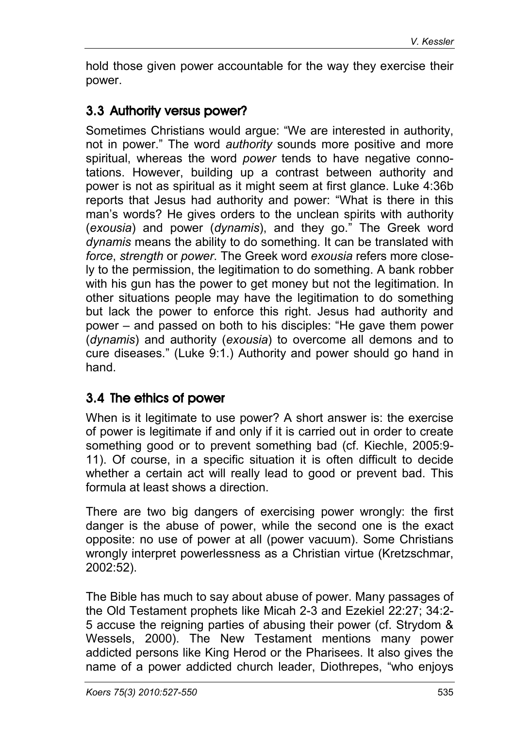hold those given power accountable for the way they exercise their power.

### 3.3 Authority versus power?

Sometimes Christians would argue: "We are interested in authority, not in power." The word *authority* sounds more positive and more spiritual, whereas the word *power* tends to have negative connotations. However, building up a contrast between authority and power is not as spiritual as it might seem at first glance. Luke 4:36b reports that Jesus had authority and power: "What is there in this man's words? He gives orders to the unclean spirits with authority (*exousia*) and power (*dynamis*), and they go." The Greek word *dynamis* means the ability to do something. It can be translated with *force*, *strength* or *power*. The Greek word *exousia* refers more closely to the permission, the legitimation to do something. A bank robber with his gun has the power to get money but not the legitimation. In other situations people may have the legitimation to do something but lack the power to enforce this right. Jesus had authority and power – and passed on both to his disciples: "He gave them power (*dynamis*) and authority (*exousia*) to overcome all demons and to cure diseases." (Luke 9:1.) Authority and power should go hand in hand.

### 3.4 The ethics of power

When is it legitimate to use power? A short answer is: the exercise of power is legitimate if and only if it is carried out in order to create something good or to prevent something bad (cf. Kiechle, 2005:9-11). Of course, in a specific situation it is often difficult to decide whether a certain act will really lead to good or prevent bad. This formula at least shows a direction.

There are two big dangers of exercising power wrongly: the first danger is the abuse of power, while the second one is the exact opposite: no use of power at all (power vacuum). Some Christians wrongly interpret powerlessness as a Christian virtue (Kretzschmar, 2002:52).

The Bible has much to say about abuse of power. Many passages of the Old Testament prophets like Micah 2-3 and Ezekiel 22:27; 34:2-5 accuse the reigning parties of abusing their power (cf. Strydom & Wessels, 2000). The New Testament mentions many power addicted persons like King Herod or the Pharisees. It also gives the name of a power addicted church leader, Diothrepes, "who enjoys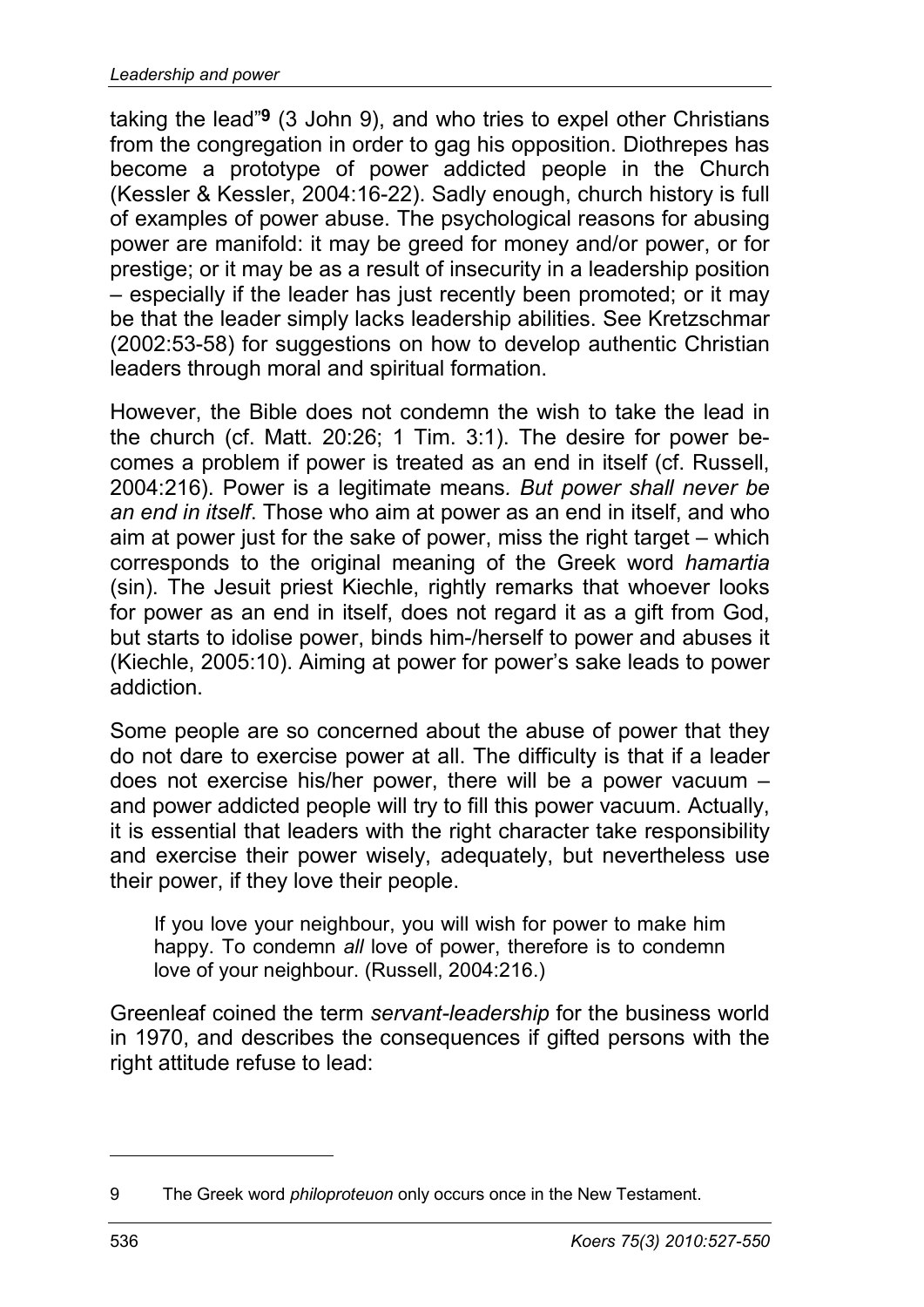taking the lead"[9] (3 John 9), and who tries to expel other Christians from the congregation in order to gag his opposition. Diothrepes has become a prototype of power addicted people in the Church (Kessler & Kessler, 2004:16-22). Sadly enough, church history is full of examples of power abuse. The psychological reasons for abusing power are manifold: it may be greed for money and/or power, or for prestige; or it may be as a result of insecurity in a leadership position – especially if the leader has just recently been promoted; or it may be that the leader simply lacks leadership abilities. See Kretzschmar (2002:53-58) for suggestions on how to develop authentic Christian leaders through moral and spiritual formation.

However, the Bible does not condemn the wish to take the lead in the church (cf. Matt. 20:26; 1 Tim. 3:1). The desire for power becomes a problem if power is treated as an end in itself (cf. Russell, 2004:216). Power is a legitimate means*. But power shall never be an end in itself*. Those who aim at power as an end in itself, and who aim at power just for the sake of power, miss the right target – which corresponds to the original meaning of the Greek word *hamartia* (sin). The Jesuit priest Kiechle, rightly remarks that whoever looks for power as an end in itself, does not regard it as a gift from God, but starts to idolise power, binds him-/herself to power and abuses it (Kiechle, 2005:10). Aiming at power for power's sake leads to power addiction.

Some people are so concerned about the abuse of power that they do not dare to exercise power at all. The difficulty is that if a leader does not exercise his/her power, there will be a power vacuum – and power addicted people will try to fill this power vacuum. Actually, it is essential that leaders with the right character take responsibility and exercise their power wisely, adequately, but nevertheless use their power, if they love their people.

> If you love your neighbour, you will wish for power to make him happy. To condemn *all* love of power, therefore is to condemn love of your neighbour. (Russell, 2004:216.)

Greenleaf coined the term *servant-leadership* for the business world in 1970, and describes the consequences if gifted persons with the right attitude refuse to lead:

---

9 The Greek word *philoproteuon* only occurs once in the New Testament.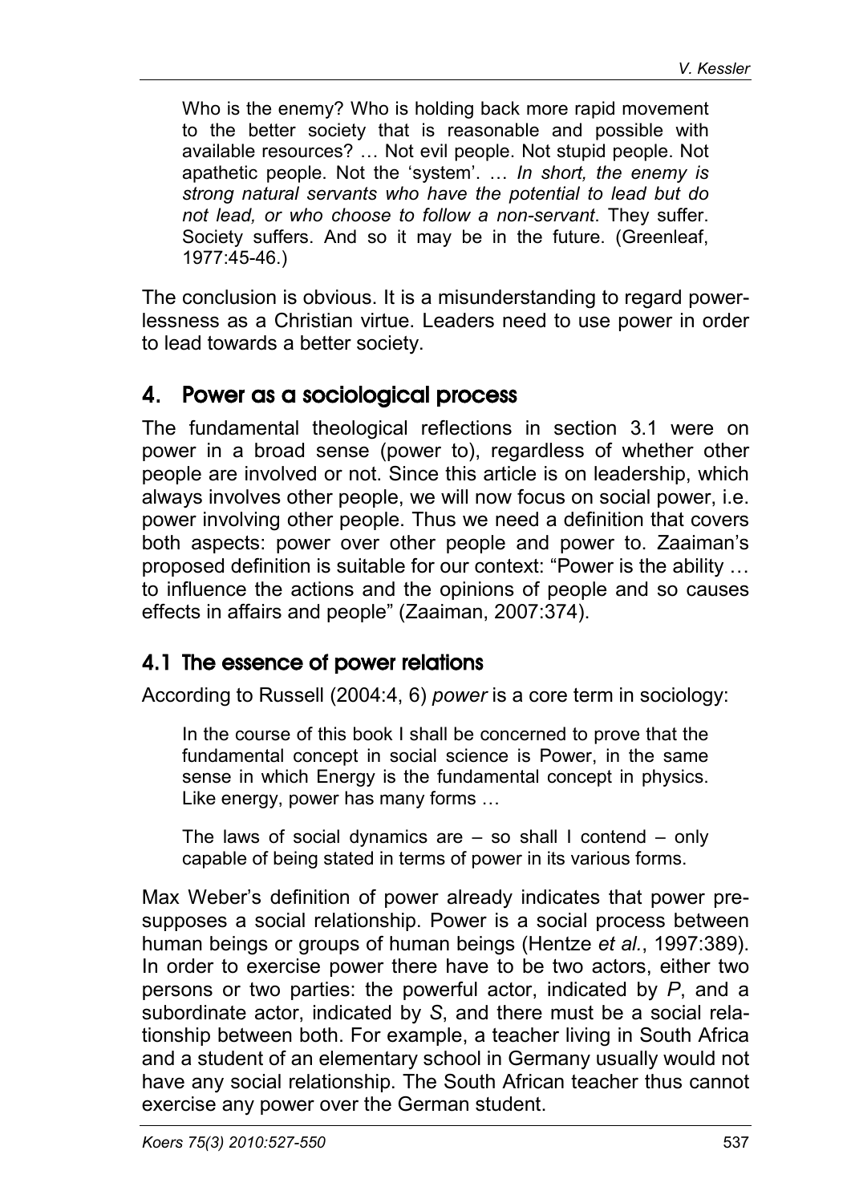> Who is the enemy? Who is holding back more rapid movement to the better society that is reasonable and possible with available resources? … Not evil people. Not stupid people. Not apathetic people. Not the 'system'. … *In short, the enemy is strong natural servants who have the potential to lead but do not lead, or who choose to follow a non-servant*. They suffer. Society suffers. And so it may be in the future. (Greenleaf, 1977:45-46.)

The conclusion is obvious. It is a misunderstanding to regard powerlessness as a Christian virtue. Leaders need to use power in order to lead towards a better society.

## 4. Power as a sociological process

The fundamental theological reflections in section 3.1 were on power in a broad sense (power to), regardless of whether other people are involved or not. Since this article is on leadership, which always involves other people, we will now focus on social power, i.e. power involving other people. Thus we need a definition that covers both aspects: power over other people and power to. Zaaiman's proposed definition is suitable for our context: "Power is the ability … to influence the actions and the opinions of people and so causes effects in affairs and people" (Zaaiman, 2007:374).

### 4.1 The essence of power relations

According to Russell (2004:4, 6) *power* is a core term in sociology:

> In the course of this book I shall be concerned to prove that the fundamental concept in social science is Power, in the same sense in which Energy is the fundamental concept in physics. Like energy, power has many forms …
>
> The laws of social dynamics are – so shall I contend – only capable of being stated in terms of power in its various forms.

Max Weber's definition of power already indicates that power presupposes a social relationship. Power is a social process between human beings or groups of human beings (Hentze *et al.*, 1997:389). In order to exercise power there have to be two actors, either two persons or two parties: the powerful actor, indicated by *P*, and a subordinate actor, indicated by *S*, and there must be a social relationship between both. For example, a teacher living in South Africa and a student of an elementary school in Germany usually would not have any social relationship. The South African teacher thus cannot exercise any power over the German student.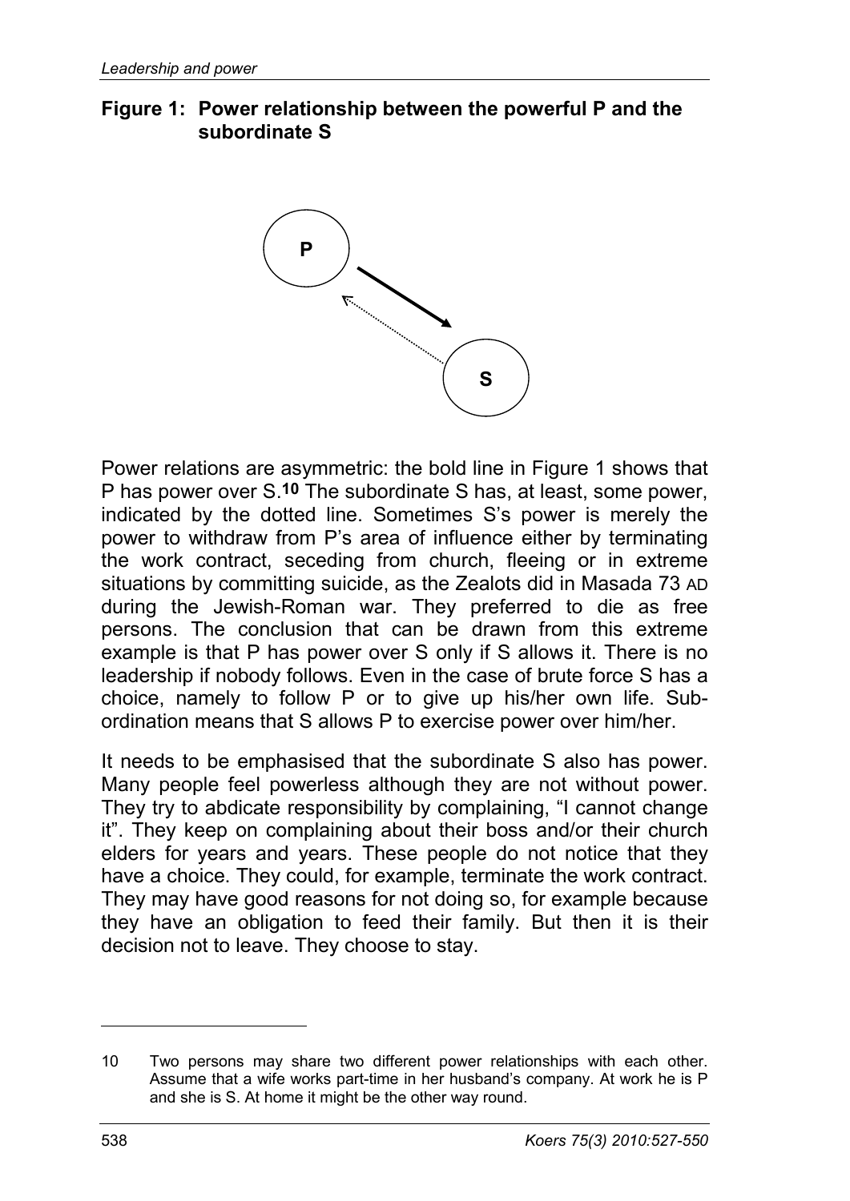**Figure 1: Power relationship between the powerful P and the subordinate S**

Power relations are asymmetric: the bold line in Figure 1 shows that P has power over S.[10] The subordinate S has, at least, some power, indicated by the dotted line. Sometimes S's power is merely the power to withdraw from P's area of influence either by terminating the work contract, seceding from church, fleeing or in extreme situations by committing suicide, as the Zealots did in Masada 73 AD during the Jewish-Roman war. They preferred to die as free persons. The conclusion that can be drawn from this extreme example is that P has power over S only if S allows it. There is no leadership if nobody follows. Even in the case of brute force S has a choice, namely to follow P or to give up his/her own life. Subordination means that S allows P to exercise power over him/her.

It needs to be emphasised that the subordinate S also has power. Many people feel powerless although they are not without power. They try to abdicate responsibility by complaining, "I cannot change it". They keep on complaining about their boss and/or their church elders for years and years. These people do not notice that they have a choice. They could, for example, terminate the work contract. They may have good reasons for not doing so, for example because they have an obligation to feed their family. But then it is their decision not to leave. They choose to stay.

---

10 Two persons may share two different power relationships with each other. Assume that a wife works part-time in her husband's company. At work he is P and she is S. At home it might be the other way round.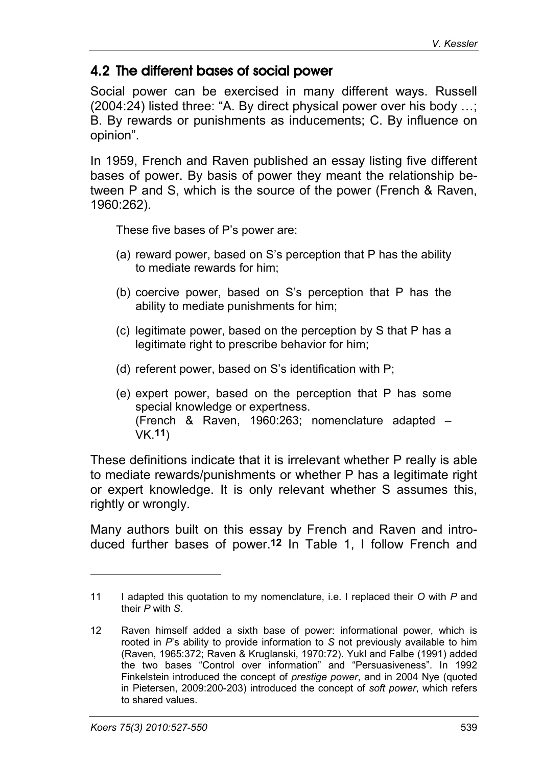## 4.2 The different bases of social power

Social power can be exercised in many different ways. Russell (2004:24) listed three: "A. By direct physical power over his body …; B. By rewards or punishments as inducements; C. By influence on opinion".

In 1959, French and Raven published an essay listing five different bases of power. By basis of power they meant the relationship between P and S, which is the source of the power (French & Raven, 1960:262).

> These five bases of P's power are:
>
> (a) reward power, based on S's perception that P has the ability to mediate rewards for him;
>
> (b) coercive power, based on S's perception that P has the ability to mediate punishments for him;
>
> (c) legitimate power, based on the perception by S that P has a legitimate right to prescribe behavior for him;
>
> (d) referent power, based on S's identification with P;
>
> (e) expert power, based on the perception that P has some special knowledge or expertness.
> (French & Raven, 1960:263; nomenclature adapted – VK.[11])

These definitions indicate that it is irrelevant whether P really is able to mediate rewards/punishments or whether P has a legitimate right or expert knowledge. It is only relevant whether S assumes this, rightly or wrongly.

Many authors built on this essay by French and Raven and introduced further bases of power.[12] In Table 1, I follow French and

---

11 I adapted this quotation to my nomenclature, i.e. I replaced their *O* with *P* and their *P* with *S*.

12 Raven himself added a sixth base of power: informational power, which is rooted in *P*'s ability to provide information to *S* not previously available to him (Raven, 1965:372; Raven & Kruglanski, 1970:72). Yukl and Falbe (1991) added the two bases "Control over information" and "Persuasiveness". In 1992 Finkelstein introduced the concept of *prestige power*, and in 2004 Nye (quoted in Pietersen, 2009:200-203) introduced the concept of *soft power*, which refers to shared values.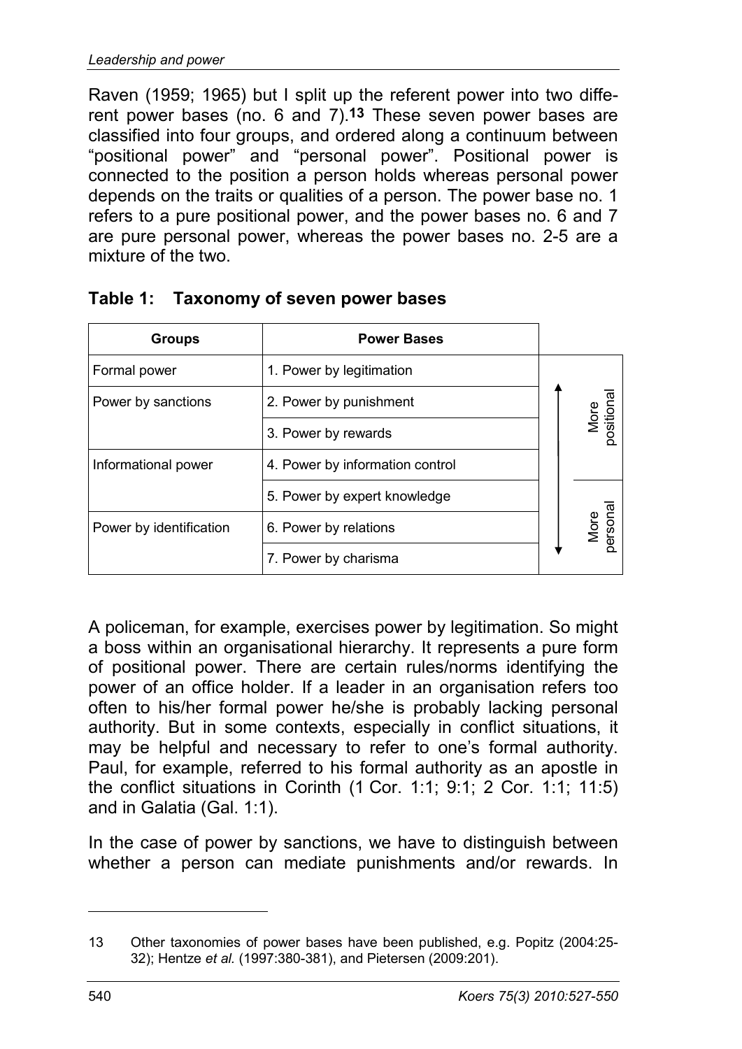Raven (1959; 1965) but I split up the referent power into two different power bases (no. 6 and 7).[13] These seven power bases are classified into four groups, and ordered along a continuum between "positional power" and "personal power". Positional power is connected to the position a person holds whereas personal power depends on the traits or qualities of a person. The power base no. 1 refers to a pure positional power, and the power bases no. 6 and 7 are pure personal power, whereas the power bases no. 2-5 are a mixture of the two.

**Table 1: Taxonomy of seven power bases**

| Groups | Power Bases | |
|---|---|---|
| Formal power | 1. Power by legitimation | ↑ More positional |
| Power by sanctions | 2. Power by punishment | |
| | 3. Power by rewards | |
| Informational power | 4. Power by information control | |
| | 5. Power by expert knowledge | ↓ More personal |
| Power by identification | 6. Power by relations | |
| | 7. Power by charisma | |

A policeman, for example, exercises power by legitimation. So might a boss within an organisational hierarchy. It represents a pure form of positional power. There are certain rules/norms identifying the power of an office holder. If a leader in an organisation refers too often to his/her formal power he/she is probably lacking personal authority. But in some contexts, especially in conflict situations, it may be helpful and necessary to refer to one's formal authority. Paul, for example, referred to his formal authority as an apostle in the conflict situations in Corinth (1 Cor. 1:1; 9:1; 2 Cor. 1:1; 11:5) and in Galatia (Gal. 1:1).

In the case of power by sanctions, we have to distinguish between whether a person can mediate punishments and/or rewards. In

---

13 Other taxonomies of power bases have been published, e.g. Popitz (2004:25-32); Hentze *et al.* (1997:380-381), and Pietersen (2009:201).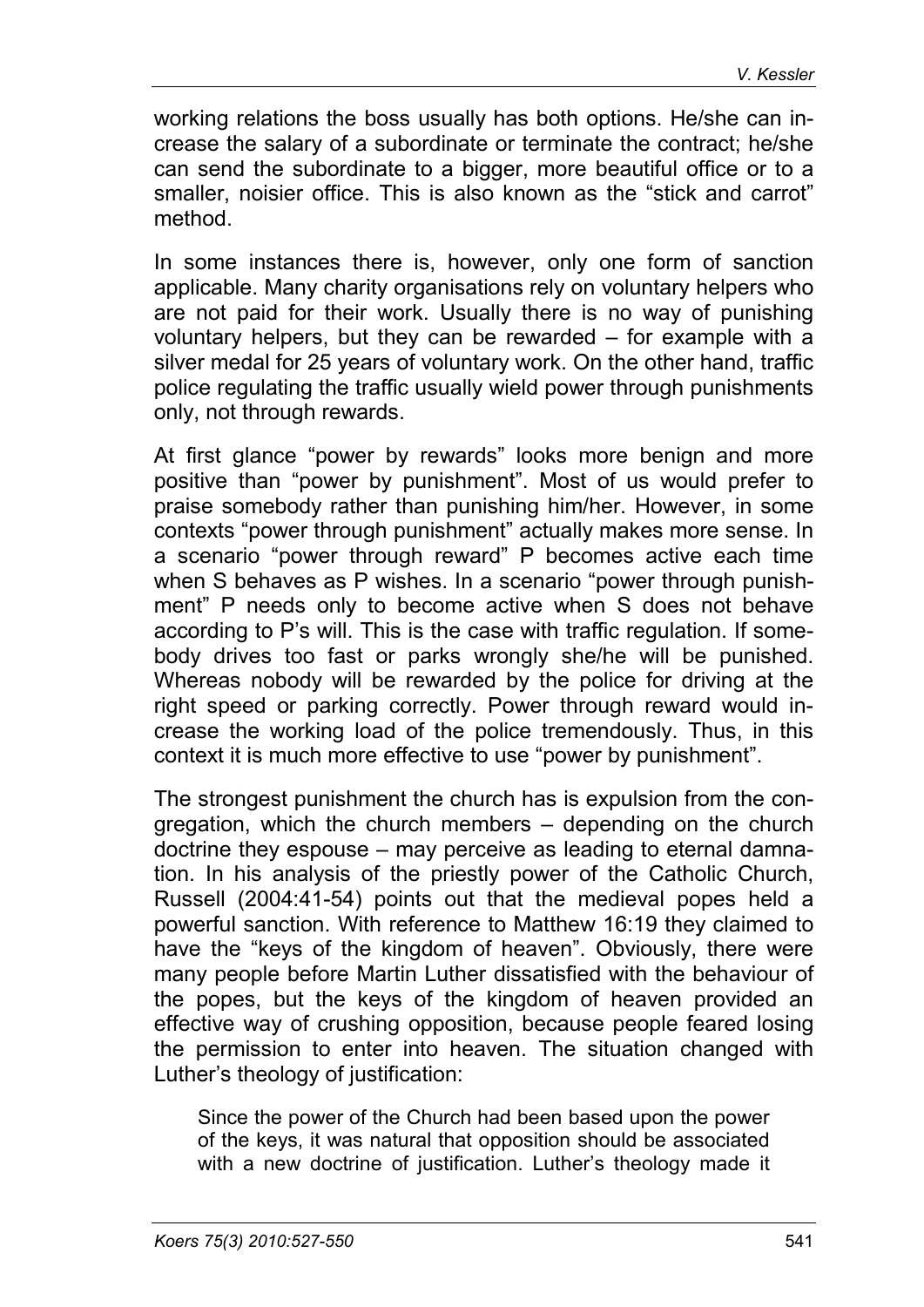working relations the boss usually has both options. He/she can increase the salary of a subordinate or terminate the contract; he/she can send the subordinate to a bigger, more beautiful office or to a smaller, noisier office. This is also known as the "stick and carrot" method.

In some instances there is, however, only one form of sanction applicable. Many charity organisations rely on voluntary helpers who are not paid for their work. Usually there is no way of punishing voluntary helpers, but they can be rewarded – for example with a silver medal for 25 years of voluntary work. On the other hand, traffic police regulating the traffic usually wield power through punishments only, not through rewards.

At first glance "power by rewards" looks more benign and more positive than "power by punishment". Most of us would prefer to praise somebody rather than punishing him/her. However, in some contexts "power through punishment" actually makes more sense. In a scenario "power through reward" P becomes active each time when S behaves as P wishes. In a scenario "power through punishment" P needs only to become active when S does not behave according to P's will. This is the case with traffic regulation. If somebody drives too fast or parks wrongly she/he will be punished. Whereas nobody will be rewarded by the police for driving at the right speed or parking correctly. Power through reward would increase the working load of the police tremendously. Thus, in this context it is much more effective to use "power by punishment".

The strongest punishment the church has is expulsion from the congregation, which the church members – depending on the church doctrine they espouse – may perceive as leading to eternal damnation. In his analysis of the priestly power of the Catholic Church, Russell (2004:41-54) points out that the medieval popes held a powerful sanction. With reference to Matthew 16:19 they claimed to have the "keys of the kingdom of heaven". Obviously, there were many people before Martin Luther dissatisfied with the behaviour of the popes, but the keys of the kingdom of heaven provided an effective way of crushing opposition, because people feared losing the permission to enter into heaven. The situation changed with Luther's theology of justification:

> Since the power of the Church had been based upon the power of the keys, it was natural that opposition should be associated with a new doctrine of justification. Luther's theology made it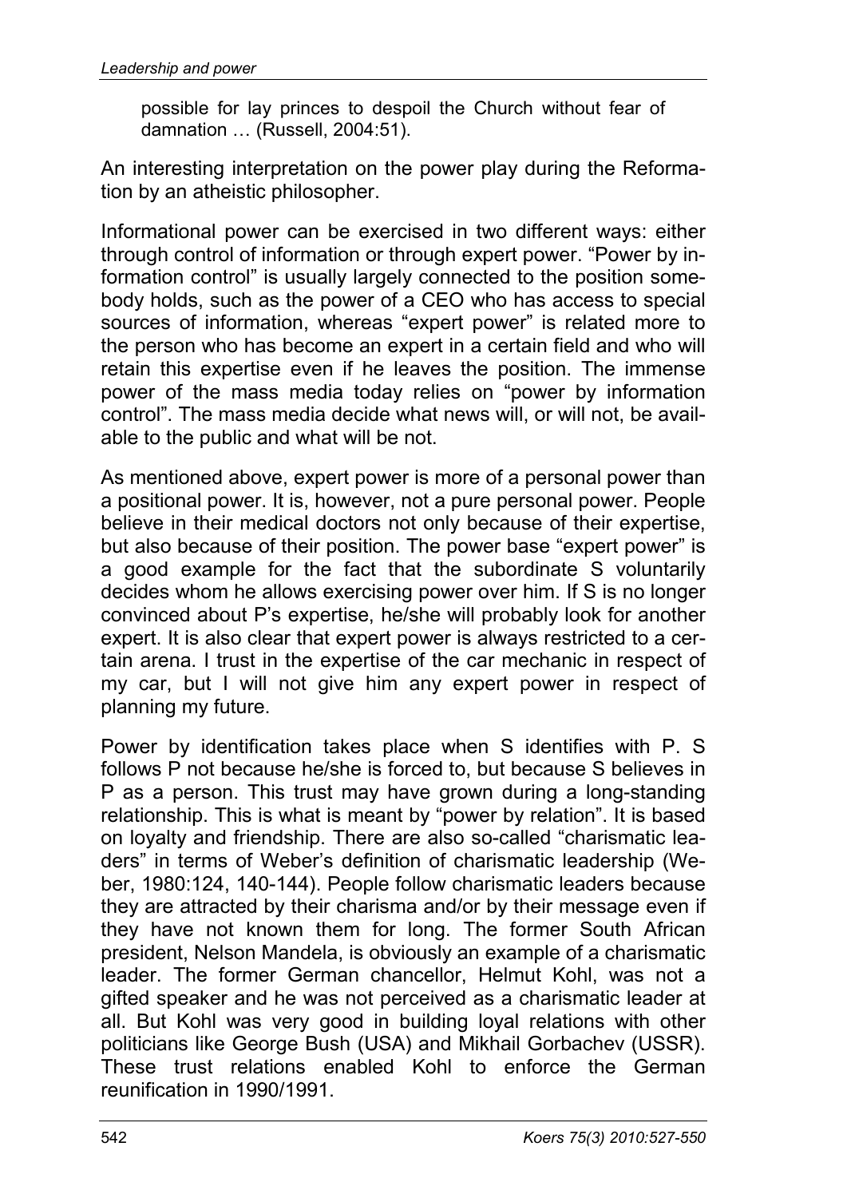> possible for lay princes to despoil the Church without fear of damnation … (Russell, 2004:51).

An interesting interpretation on the power play during the Reformation by an atheistic philosopher.

Informational power can be exercised in two different ways: either through control of information or through expert power. "Power by information control" is usually largely connected to the position somebody holds, such as the power of a CEO who has access to special sources of information, whereas "expert power" is related more to the person who has become an expert in a certain field and who will retain this expertise even if he leaves the position. The immense power of the mass media today relies on "power by information control". The mass media decide what news will, or will not, be available to the public and what will be not.

As mentioned above, expert power is more of a personal power than a positional power. It is, however, not a pure personal power. People believe in their medical doctors not only because of their expertise, but also because of their position. The power base "expert power" is a good example for the fact that the subordinate S voluntarily decides whom he allows exercising power over him. If S is no longer convinced about P's expertise, he/she will probably look for another expert. It is also clear that expert power is always restricted to a certain arena. I trust in the expertise of the car mechanic in respect of my car, but I will not give him any expert power in respect of planning my future.

Power by identification takes place when S identifies with P. S follows P not because he/she is forced to, but because S believes in P as a person. This trust may have grown during a long-standing relationship. This is what is meant by "power by relation". It is based on loyalty and friendship. There are also so-called "charismatic leaders" in terms of Weber's definition of charismatic leadership (Weber, 1980:124, 140-144). People follow charismatic leaders because they are attracted by their charisma and/or by their message even if they have not known them for long. The former South African president, Nelson Mandela, is obviously an example of a charismatic leader. The former German chancellor, Helmut Kohl, was not a gifted speaker and he was not perceived as a charismatic leader at all. But Kohl was very good in building loyal relations with other politicians like George Bush (USA) and Mikhail Gorbachev (USSR). These trust relations enabled Kohl to enforce the German reunification in 1990/1991.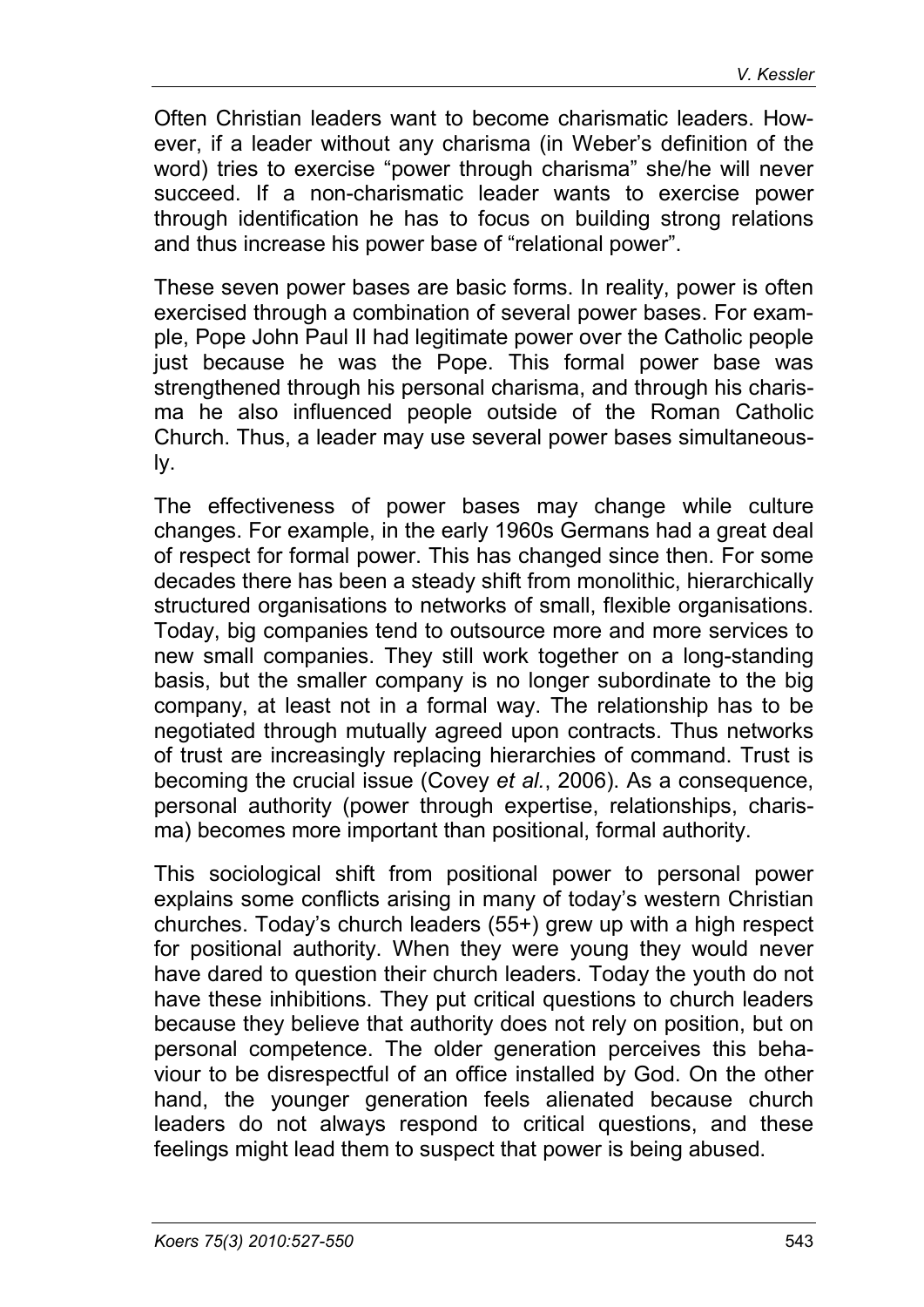Often Christian leaders want to become charismatic leaders. However, if a leader without any charisma (in Weber's definition of the word) tries to exercise "power through charisma" she/he will never succeed. If a non-charismatic leader wants to exercise power through identification he has to focus on building strong relations and thus increase his power base of "relational power".

These seven power bases are basic forms. In reality, power is often exercised through a combination of several power bases. For example, Pope John Paul II had legitimate power over the Catholic people just because he was the Pope. This formal power base was strengthened through his personal charisma, and through his charisma he also influenced people outside of the Roman Catholic Church. Thus, a leader may use several power bases simultaneously.

The effectiveness of power bases may change while culture changes. For example, in the early 1960s Germans had a great deal of respect for formal power. This has changed since then. For some decades there has been a steady shift from monolithic, hierarchically structured organisations to networks of small, flexible organisations. Today, big companies tend to outsource more and more services to new small companies. They still work together on a long-standing basis, but the smaller company is no longer subordinate to the big company, at least not in a formal way. The relationship has to be negotiated through mutually agreed upon contracts. Thus networks of trust are increasingly replacing hierarchies of command. Trust is becoming the crucial issue (Covey *et al.*, 2006). As a consequence, personal authority (power through expertise, relationships, charisma) becomes more important than positional, formal authority.

This sociological shift from positional power to personal power explains some conflicts arising in many of today's western Christian churches. Today's church leaders (55+) grew up with a high respect for positional authority. When they were young they would never have dared to question their church leaders. Today the youth do not have these inhibitions. They put critical questions to church leaders because they believe that authority does not rely on position, but on personal competence. The older generation perceives this behaviour to be disrespectful of an office installed by God. On the other hand, the younger generation feels alienated because church leaders do not always respond to critical questions, and these feelings might lead them to suspect that power is being abused.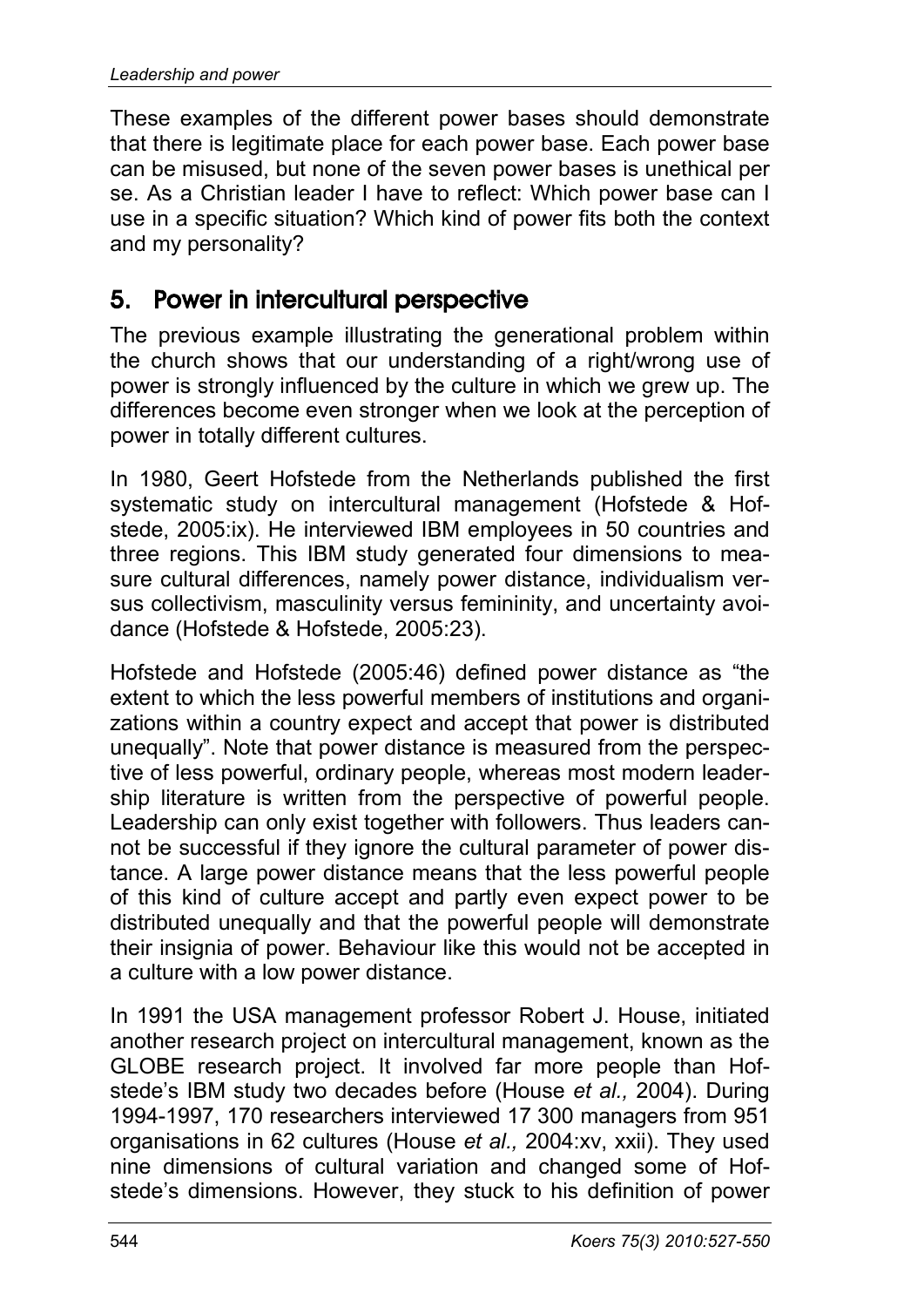These examples of the different power bases should demonstrate that there is legitimate place for each power base. Each power base can be misused, but none of the seven power bases is unethical per se. As a Christian leader I have to reflect: Which power base can I use in a specific situation? Which kind of power fits both the context and my personality?

## 5. Power in intercultural perspective

The previous example illustrating the generational problem within the church shows that our understanding of a right/wrong use of power is strongly influenced by the culture in which we grew up. The differences become even stronger when we look at the perception of power in totally different cultures.

In 1980, Geert Hofstede from the Netherlands published the first systematic study on intercultural management (Hofstede & Hofstede, 2005:ix). He interviewed IBM employees in 50 countries and three regions. This IBM study generated four dimensions to measure cultural differences, namely power distance, individualism versus collectivism, masculinity versus femininity, and uncertainty avoidance (Hofstede & Hofstede, 2005:23).

Hofstede and Hofstede (2005:46) defined power distance as "the extent to which the less powerful members of institutions and organizations within a country expect and accept that power is distributed unequally". Note that power distance is measured from the perspective of less powerful, ordinary people, whereas most modern leadership literature is written from the perspective of powerful people. Leadership can only exist together with followers. Thus leaders cannot be successful if they ignore the cultural parameter of power distance. A large power distance means that the less powerful people of this kind of culture accept and partly even expect power to be distributed unequally and that the powerful people will demonstrate their insignia of power. Behaviour like this would not be accepted in a culture with a low power distance.

In 1991 the USA management professor Robert J. House, initiated another research project on intercultural management, known as the GLOBE research project. It involved far more people than Hofstede's IBM study two decades before (House *et al.,* 2004). During 1994-1997, 170 researchers interviewed 17 300 managers from 951 organisations in 62 cultures (House *et al.,* 2004:xv, xxii). They used nine dimensions of cultural variation and changed some of Hofstede's dimensions. However, they stuck to his definition of power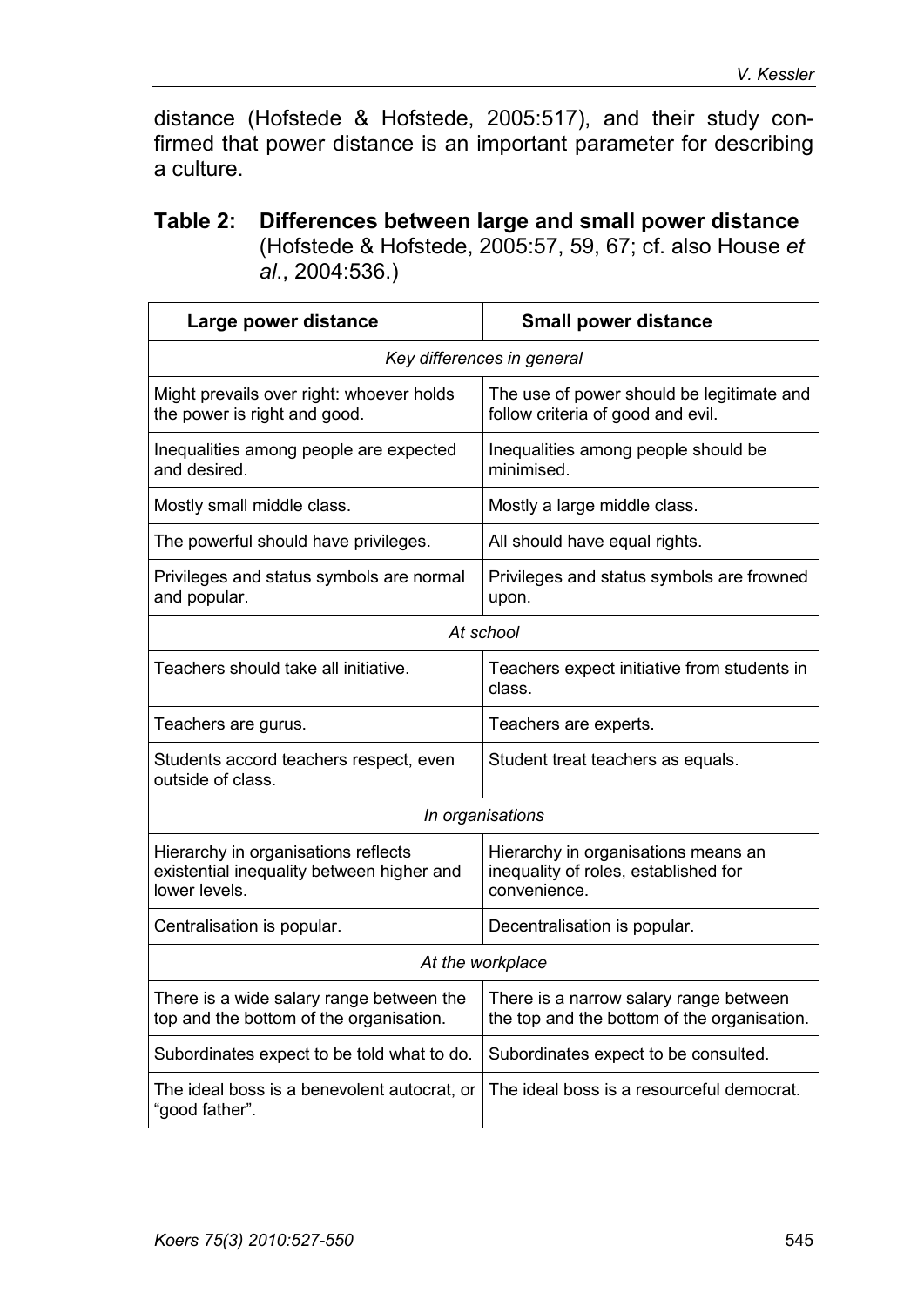distance (Hofstede & Hofstede, 2005:517), and their study confirmed that power distance is an important parameter for describing a culture.

**Table 2: Differences between large and small power distance** (Hofstede & Hofstede, 2005:57, 59, 67; cf. also House *et al*., 2004:536.)

| Large power distance | Small power distance |
|---|---|
| *Key differences in general* | |
| Might prevails over right: whoever holds the power is right and good. | The use of power should be legitimate and follow criteria of good and evil. |
| Inequalities among people are expected and desired. | Inequalities among people should be minimised. |
| Mostly small middle class. | Mostly a large middle class. |
| The powerful should have privileges. | All should have equal rights. |
| Privileges and status symbols are normal and popular. | Privileges and status symbols are frowned upon. |
| *At school* | |
| Teachers should take all initiative. | Teachers expect initiative from students in class. |
| Teachers are gurus. | Teachers are experts. |
| Students accord teachers respect, even outside of class. | Student treat teachers as equals. |
| *In organisations* | |
| Hierarchy in organisations reflects existential inequality between higher and lower levels. | Hierarchy in organisations means an inequality of roles, established for convenience. |
| Centralisation is popular. | Decentralisation is popular. |
| *At the workplace* | |
| There is a wide salary range between the top and the bottom of the organisation. | There is a narrow salary range between the top and the bottom of the organisation. |
| Subordinates expect to be told what to do. | Subordinates expect to be consulted. |
| The ideal boss is a benevolent autocrat, or "good father". | The ideal boss is a resourceful democrat. |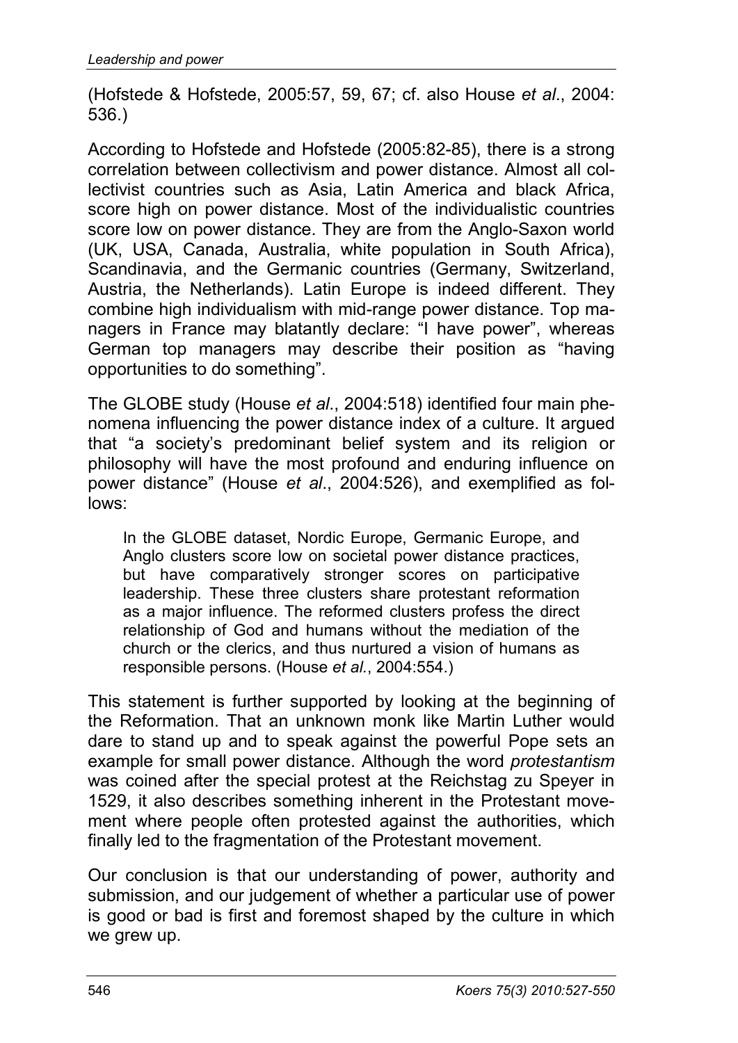(Hofstede & Hofstede, 2005:57, 59, 67; cf. also House *et al*., 2004: 536.)

According to Hofstede and Hofstede (2005:82-85), there is a strong correlation between collectivism and power distance. Almost all collectivist countries such as Asia, Latin America and black Africa, score high on power distance. Most of the individualistic countries score low on power distance. They are from the Anglo-Saxon world (UK, USA, Canada, Australia, white population in South Africa), Scandinavia, and the Germanic countries (Germany, Switzerland, Austria, the Netherlands). Latin Europe is indeed different. They combine high individualism with mid-range power distance. Top managers in France may blatantly declare: "I have power", whereas German top managers may describe their position as "having opportunities to do something".

The GLOBE study (House *et al*., 2004:518) identified four main phenomena influencing the power distance index of a culture. It argued that "a society's predominant belief system and its religion or philosophy will have the most profound and enduring influence on power distance" (House *et al*., 2004:526), and exemplified as follows:

> In the GLOBE dataset, Nordic Europe, Germanic Europe, and Anglo clusters score low on societal power distance practices, but have comparatively stronger scores on participative leadership. These three clusters share protestant reformation as a major influence. The reformed clusters profess the direct relationship of God and humans without the mediation of the church or the clerics, and thus nurtured a vision of humans as responsible persons. (House *et al*., 2004:554.)

This statement is further supported by looking at the beginning of the Reformation. That an unknown monk like Martin Luther would dare to stand up and to speak against the powerful Pope sets an example for small power distance. Although the word *protestantism* was coined after the special protest at the Reichstag zu Speyer in 1529, it also describes something inherent in the Protestant movement where people often protested against the authorities, which finally led to the fragmentation of the Protestant movement.

Our conclusion is that our understanding of power, authority and submission, and our judgement of whether a particular use of power is good or bad is first and foremost shaped by the culture in which we grew up.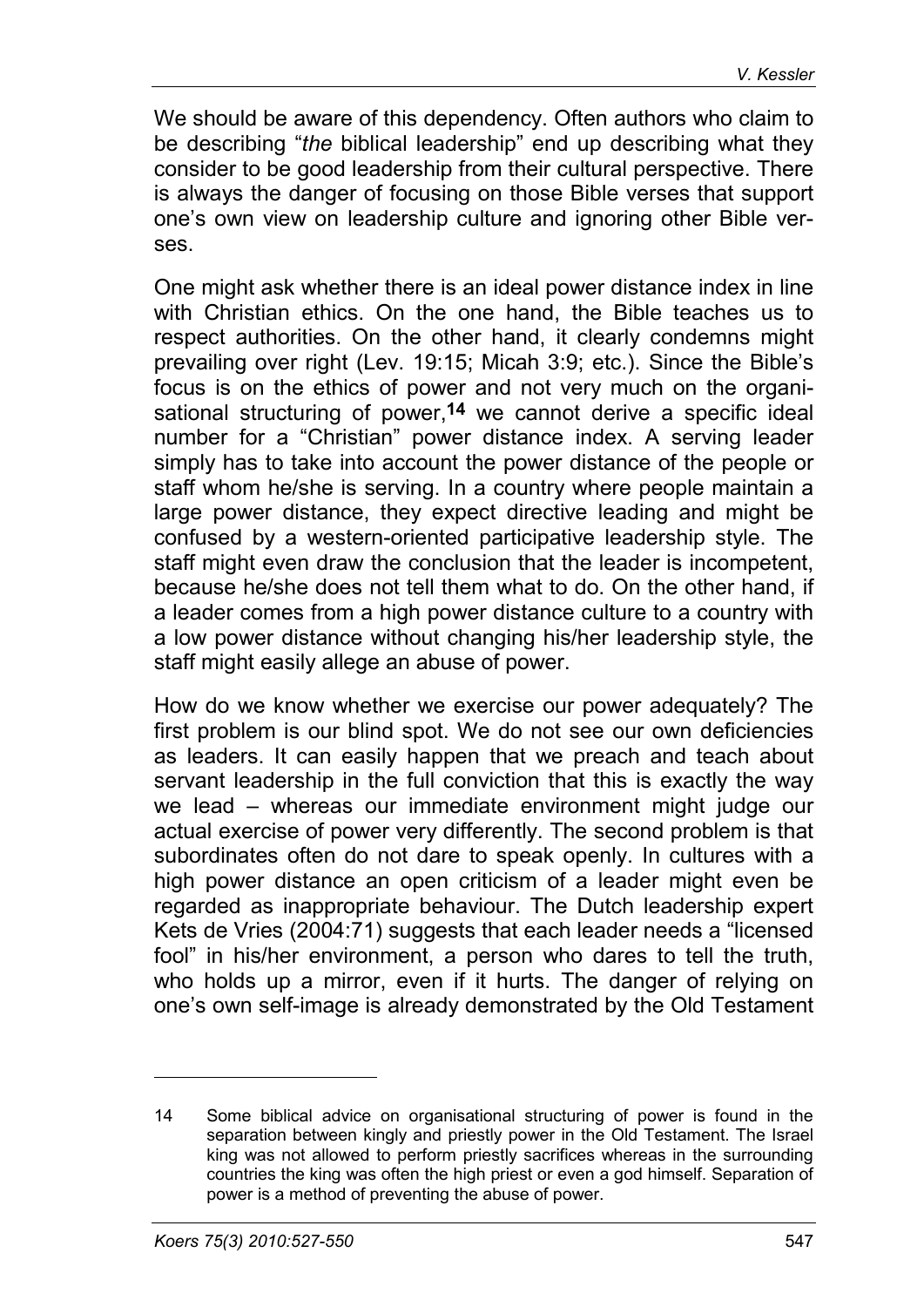We should be aware of this dependency. Often authors who claim to be describing "*the* biblical leadership" end up describing what they consider to be good leadership from their cultural perspective. There is always the danger of focusing on those Bible verses that support one's own view on leadership culture and ignoring other Bible verses.

One might ask whether there is an ideal power distance index in line with Christian ethics. On the one hand, the Bible teaches us to respect authorities. On the other hand, it clearly condemns might prevailing over right (Lev. 19:15; Micah 3:9; etc.). Since the Bible's focus is on the ethics of power and not very much on the organisational structuring of power,[14] we cannot derive a specific ideal number for a "Christian" power distance index. A serving leader simply has to take into account the power distance of the people or staff whom he/she is serving. In a country where people maintain a large power distance, they expect directive leading and might be confused by a western-oriented participative leadership style. The staff might even draw the conclusion that the leader is incompetent, because he/she does not tell them what to do. On the other hand, if a leader comes from a high power distance culture to a country with a low power distance without changing his/her leadership style, the staff might easily allege an abuse of power.

How do we know whether we exercise our power adequately? The first problem is our blind spot. We do not see our own deficiencies as leaders. It can easily happen that we preach and teach about servant leadership in the full conviction that this is exactly the way we lead – whereas our immediate environment might judge our actual exercise of power very differently. The second problem is that subordinates often do not dare to speak openly. In cultures with a high power distance an open criticism of a leader might even be regarded as inappropriate behaviour. The Dutch leadership expert Kets de Vries (2004:71) suggests that each leader needs a "licensed fool" in his/her environment, a person who dares to tell the truth, who holds up a mirror, even if it hurts. The danger of relying on one's own self-image is already demonstrated by the Old Testament

---

14 Some biblical advice on organisational structuring of power is found in the separation between kingly and priestly power in the Old Testament. The Israel king was not allowed to perform priestly sacrifices whereas in the surrounding countries the king was often the high priest or even a god himself. Separation of power is a method of preventing the abuse of power.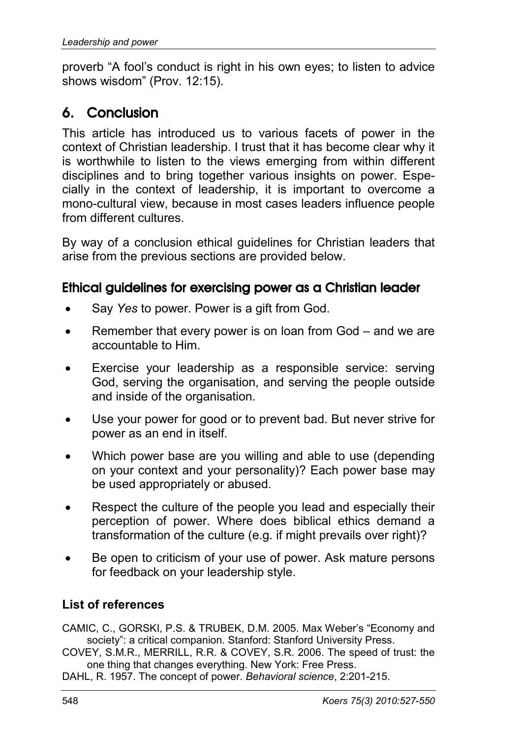proverb "A fool's conduct is right in his own eyes; to listen to advice shows wisdom" (Prov. 12:15).

## 6. Conclusion

This article has introduced us to various facets of power in the context of Christian leadership. I trust that it has become clear why it is worthwhile to listen to the views emerging from within different disciplines and to bring together various insights on power. Especially in the context of leadership, it is important to overcome a mono-cultural view, because in most cases leaders influence people from different cultures.

By way of a conclusion ethical guidelines for Christian leaders that arise from the previous sections are provided below.

### Ethical guidelines for exercising power as a Christian leader

- Say *Yes* to power. Power is a gift from God.
- Remember that every power is on loan from God – and we are accountable to Him.
- Exercise your leadership as a responsible service: serving God, serving the organisation, and serving the people outside and inside of the organisation.
- Use your power for good or to prevent bad. But never strive for power as an end in itself.
- Which power base are you willing and able to use (depending on your context and your personality)? Each power base may be used appropriately or abused.
- Respect the culture of the people you lead and especially their perception of power. Where does biblical ethics demand a transformation of the culture (e.g. if might prevails over right)?
- Be open to criticism of your use of power. Ask mature persons for feedback on your leadership style.

**List of references**

CAMIC, C., GORSKI, P.S. & TRUBEK, D.M. 2005. Max Weber's "Economy and society": a critical companion. Stanford: Stanford University Press.

COVEY, S.M.R., MERRILL, R.R. & COVEY, S.R. 2006. The speed of trust: the one thing that changes everything. New York: Free Press.

DAHL, R. 1957. The concept of power. *Behavioral science*, 2:201-215.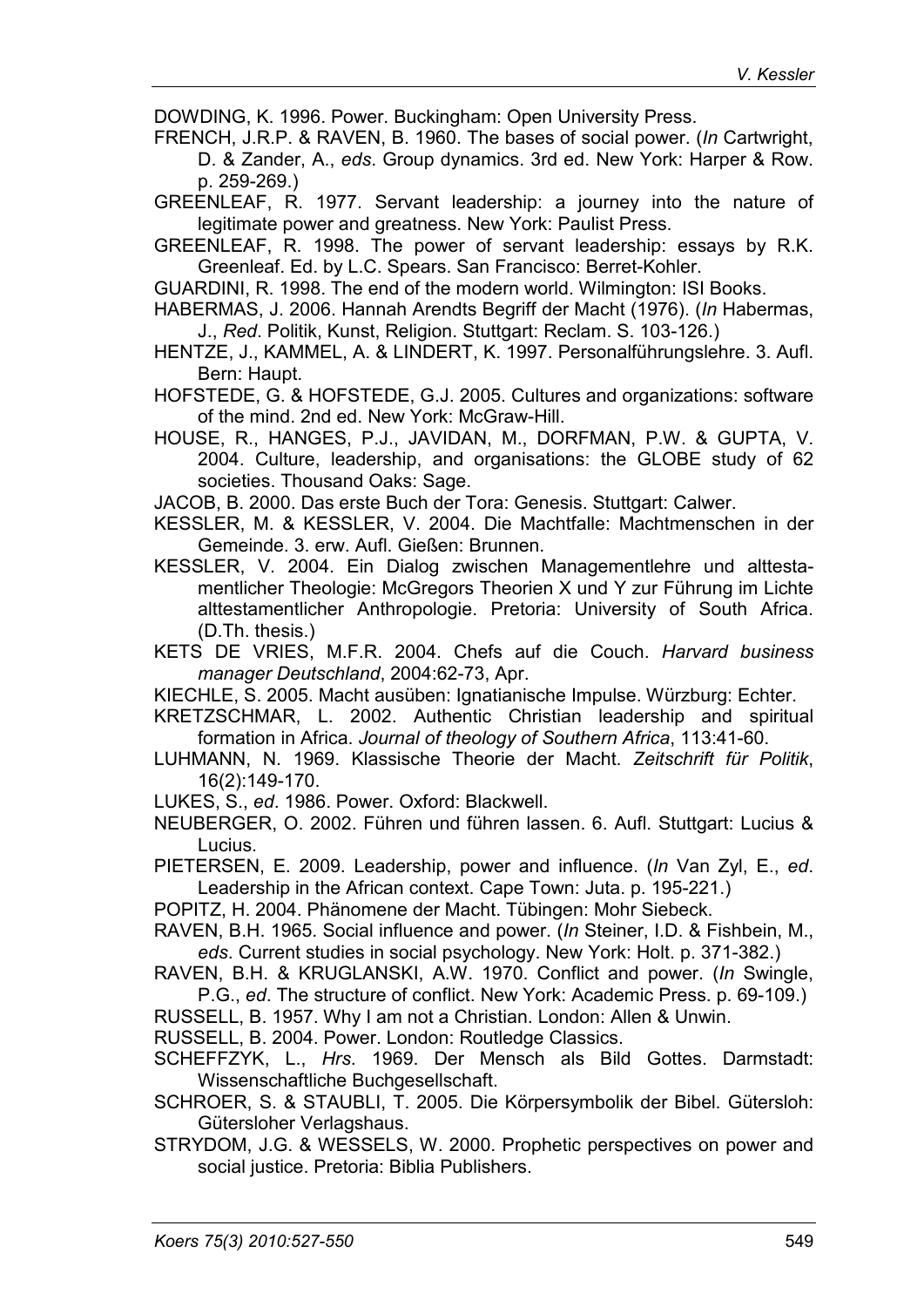DOWDING, K. 1996. Power. Buckingham: Open University Press.

FRENCH, J.R.P. & RAVEN, B. 1960. The bases of social power. (*In* Cartwright, D. & Zander, A., *eds*. Group dynamics. 3rd ed. New York: Harper & Row. p. 259-269.)

GREENLEAF, R. 1977. Servant leadership: a journey into the nature of legitimate power and greatness. New York: Paulist Press.

GREENLEAF, R. 1998. The power of servant leadership: essays by R.K. Greenleaf. Ed. by L.C. Spears. San Francisco: Berret-Kohler.

GUARDINI, R. 1998. The end of the modern world. Wilmington: ISI Books.

HABERMAS, J. 2006. Hannah Arendts Begriff der Macht (1976). (*In* Habermas, J., *Red*. Politik, Kunst, Religion. Stuttgart: Reclam. S. 103-126.)

HENTZE, J., KAMMEL, A. & LINDERT, K. 1997. Personalführungslehre. 3. Aufl. Bern: Haupt.

HOFSTEDE, G. & HOFSTEDE, G.J. 2005. Cultures and organizations: software of the mind. 2nd ed. New York: McGraw-Hill.

HOUSE, R., HANGES, P.J., JAVIDAN, M., DORFMAN, P.W. & GUPTA, V. 2004. Culture, leadership, and organisations: the GLOBE study of 62 societies. Thousand Oaks: Sage.

JACOB, B. 2000. Das erste Buch der Tora: Genesis. Stuttgart: Calwer.

KESSLER, M. & KESSLER, V. 2004. Die Machtfalle: Machtmenschen in der Gemeinde. 3. erw. Aufl. Gießen: Brunnen.

KESSLER, V. 2004. Ein Dialog zwischen Managementlehre und alttestamentlicher Theologie: McGregors Theorien X und Y zur Führung im Lichte alttestamentlicher Anthropologie. Pretoria: University of South Africa. (D.Th. thesis.)

KETS DE VRIES, M.F.R. 2004. Chefs auf die Couch. *Harvard business manager Deutschland*, 2004:62-73, Apr.

KIECHLE, S. 2005. Macht ausüben: Ignatianische Impulse. Würzburg: Echter.

KRETZSCHMAR, L. 2002. Authentic Christian leadership and spiritual formation in Africa. *Journal of theology of Southern Africa*, 113:41-60.

LUHMANN, N. 1969. Klassische Theorie der Macht. *Zeitschrift für Politik*, 16(2):149-170.

LUKES, S., *ed*. 1986. Power. Oxford: Blackwell.

NEUBERGER, O. 2002. Führen und führen lassen. 6. Aufl. Stuttgart: Lucius & Lucius.

PIETERSEN, E. 2009. Leadership, power and influence. (*In* Van Zyl, E., *ed*. Leadership in the African context. Cape Town: Juta. p. 195-221.)

POPITZ, H. 2004. Phänomene der Macht. Tübingen: Mohr Siebeck.

RAVEN, B.H. 1965. Social influence and power. (*In* Steiner, I.D. & Fishbein, M., *eds*. Current studies in social psychology. New York: Holt. p. 371-382.)

RAVEN, B.H. & KRUGLANSKI, A.W. 1970. Conflict and power. (*In* Swingle, P.G., *ed*. The structure of conflict. New York: Academic Press. p. 69-109.)

RUSSELL, B. 1957. Why I am not a Christian. London: Allen & Unwin.

RUSSELL, B. 2004. Power. London: Routledge Classics.

SCHEFFZYK, L., *Hrs*. 1969. Der Mensch als Bild Gottes. Darmstadt: Wissenschaftliche Buchgesellschaft.

SCHROER, S. & STAUBLI, T. 2005. Die Körpersymbolik der Bibel. Gütersloh: Gütersloher Verlagshaus.

STRYDOM, J.G. & WESSELS, W. 2000. Prophetic perspectives on power and social justice. Pretoria: Biblia Publishers.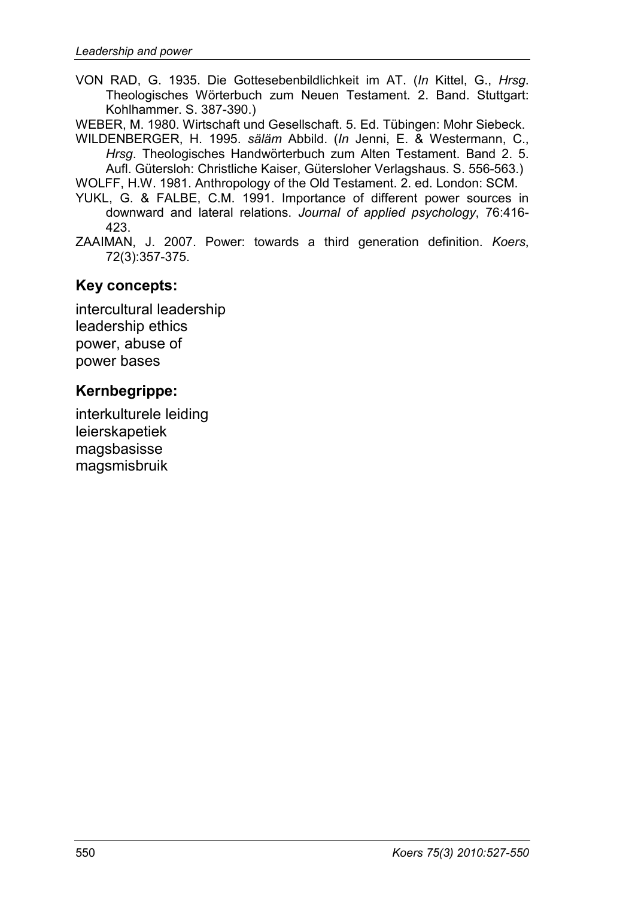VON RAD, G. 1935. Die Gottesebenbildlichkeit im AT. (*In* Kittel, G., *Hrsg*. Theologisches Wörterbuch zum Neuen Testament. 2. Band. Stuttgart: Kohlhammer. S. 387-390.)

WEBER, M. 1980. Wirtschaft und Gesellschaft. 5. Ed. Tübingen: Mohr Siebeck.

WILDENBERGER, H. 1995. *säläm* Abbild. (*In* Jenni, E. & Westermann, C., *Hrsg*. Theologisches Handwörterbuch zum Alten Testament. Band 2. 5. Aufl. Gütersloh: Christliche Kaiser, Gütersloher Verlagshaus. S. 556-563.)

WOLFF, H.W. 1981. Anthropology of the Old Testament. 2. ed. London: SCM.

YUKL, G. & FALBE, C.M. 1991. Importance of different power sources in downward and lateral relations. *Journal of applied psychology*, 76:416-423.

ZAAIMAN, J. 2007. Power: towards a third generation definition. *Koers*, 72(3):357-375.

## Key concepts:

intercultural leadership
leadership ethics
power, abuse of
power bases

## Kernbegrippe:

interkulturele leiding
leierskapetiek
magsbasisse
magsmisbruik